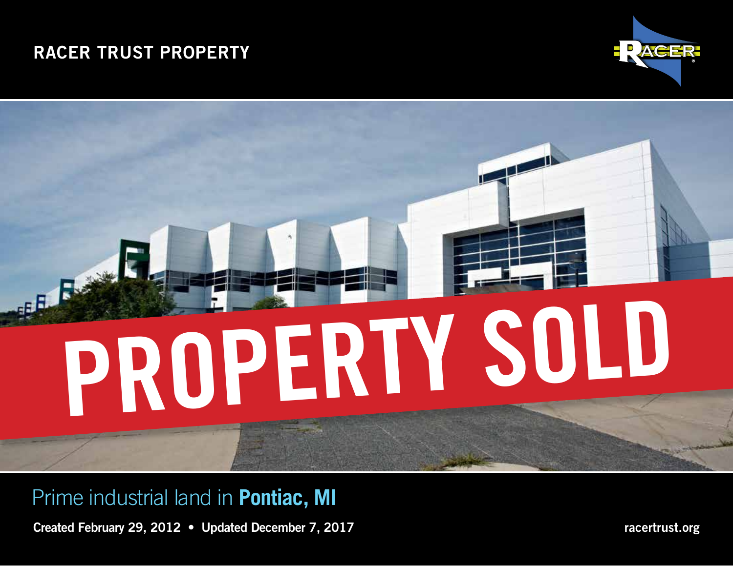RACER TRUST PROPERTY

PROPERTY SOLD

# Prime industrial land in **Pontiac, MI**

**Created February 29, 2012 • Updated December 7, 2017**

**racertrust.org**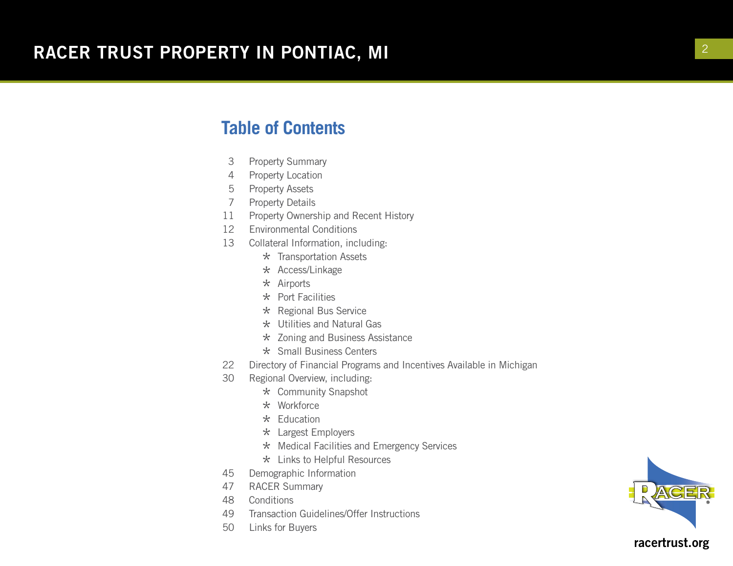# Table of Contents

| | |
|---|---|
| 3 | Property Summary |
| 4 | Property Location |
| 5 | Property Assets |
| 7 | Property Details |
| 11 | Property Ownership and Recent History |
| 12 | Environmental Conditions |
| 13 | Collateral Information, including: |
| | * Transportation Assets |
| | * Access/Linkage |
| | * Airports |
| | * Port Facilities |
| | * Regional Bus Service |
| | * Utilities and Natural Gas |
| | * Zoning and Business Assistance |
| | * Small Business Centers |
| 22 | Directory of Financial Programs and Incentives Available in Michigan |
| 30 | Regional Overview, including: |
| | * Community Snapshot |
| | * Workforce |
| | * Education |
| | * Largest Employers |
| | * Medical Facilities and Emergency Services |
| | * Links to Helpful Resources |
| 45 | Demographic Information |
| 47 | RACER Summary |
| 48 | Conditions |
| 49 | Transaction Guidelines/Offer Instructions |
| 50 | Links for Buyers |

racertrust.org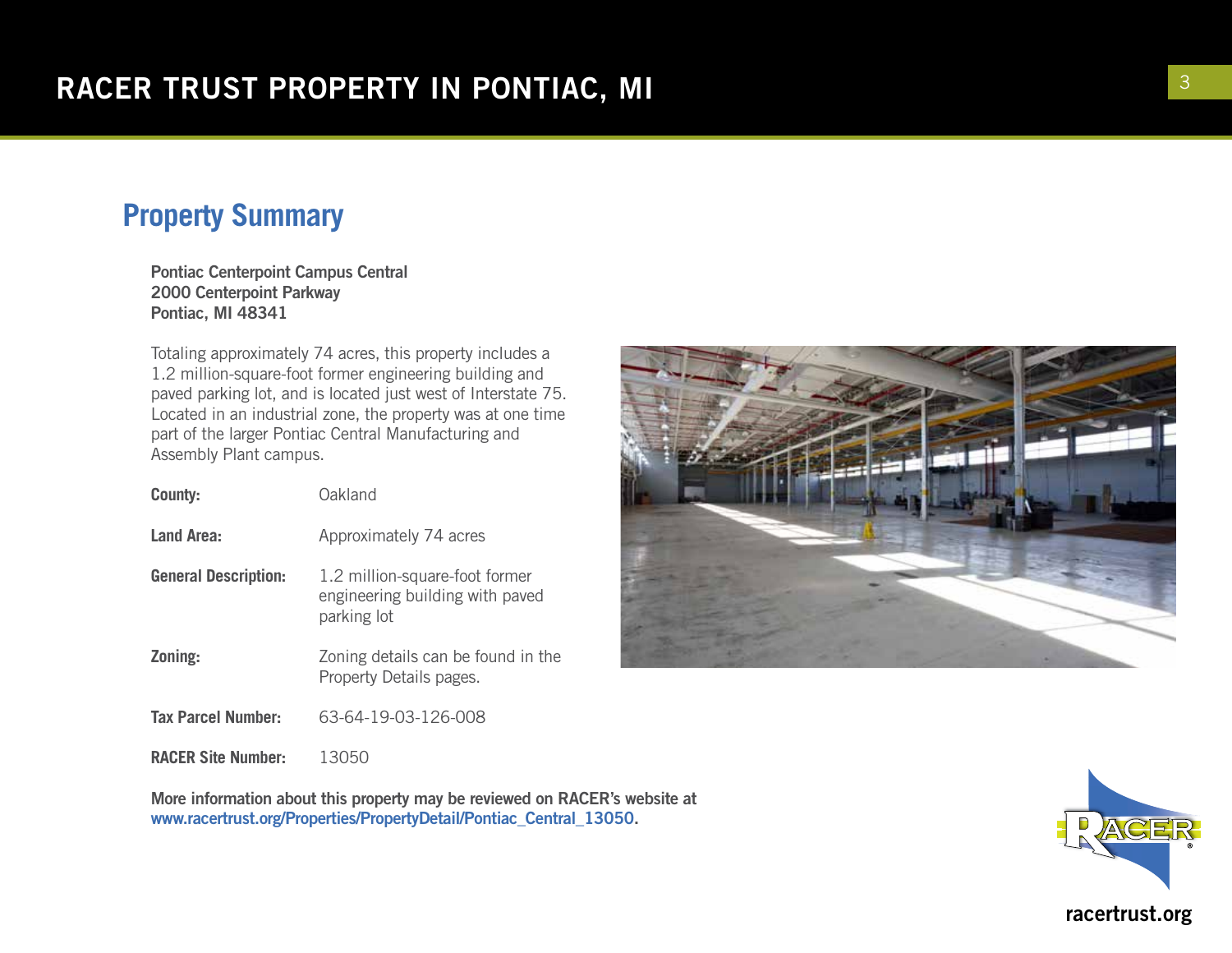## Property Summary

**Pontiac Centerpoint Campus Central**
**2000 Centerpoint Parkway**
**Pontiac, MI 48341**

Totaling approximately 74 acres, this property includes a 1.2 million-square-foot former engineering building and paved parking lot, and is located just west of Interstate 75. Located in an industrial zone, the property was at one time part of the larger Pontiac Central Manufacturing and Assembly Plant campus.

| | |
|---|---|
| **County:** | Oakland |
| **Land Area:** | Approximately 74 acres |
| **General Description:** | 1.2 million-square-foot former engineering building with paved parking lot |
| **Zoning:** | Zoning details can be found in the Property Details pages. |
| **Tax Parcel Number:** | 63-64-19-03-126-008 |
| **RACER Site Number:** | 13050 |

**More information about this property may be reviewed on RACER's website at www.racertrust.org/Properties/PropertyDetail/Pontiac_Central_13050.**

racertrust.org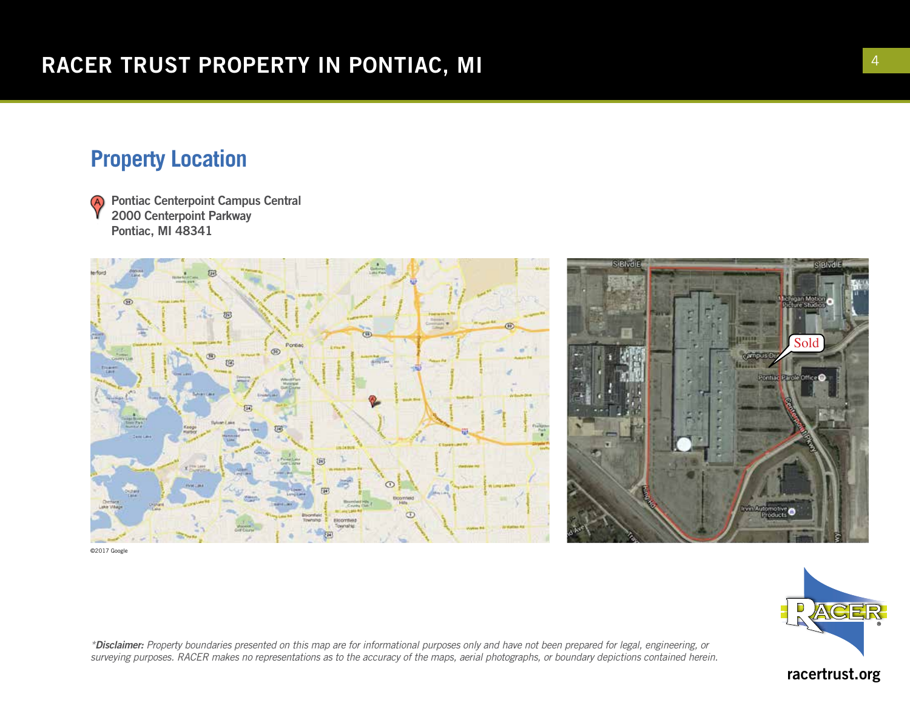## Property Location

Pontiac Centerpoint Campus Central
2000 Centerpoint Parkway
Pontiac, MI 48341

©2017 Google

*\*Disclaimer:** Property boundaries presented on this map are for informational purposes only and have not been prepared for legal, engineering, or surveying purposes. RACER makes no representations as to the accuracy of the maps, aerial photographs, or boundary depictions contained herein.*

racertrust.org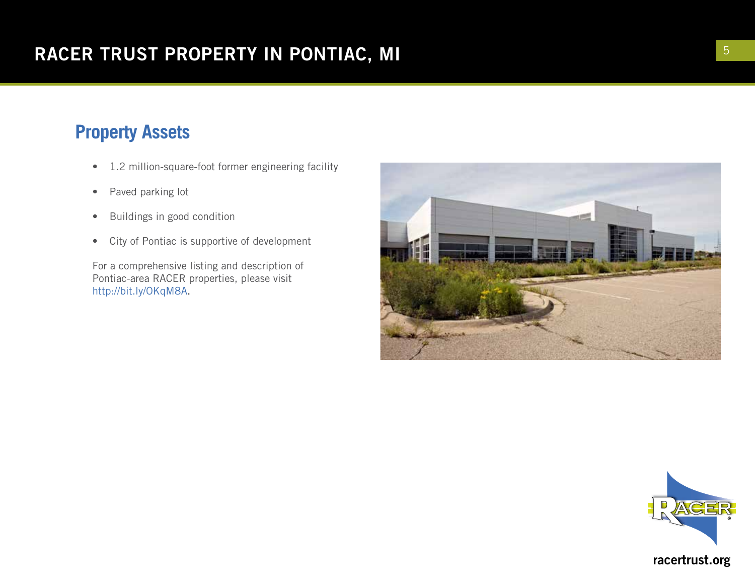# RACER TRUST PROPERTY IN PONTIAC, MI

## Property Assets

- 1.2 million-square-foot former engineering facility
- Paved parking lot
- Buildings in good condition
- City of Pontiac is supportive of development

For a comprehensive listing and description of Pontiac-area RACER properties, please visit http://bit.ly/OKqM8A.

racertrust.org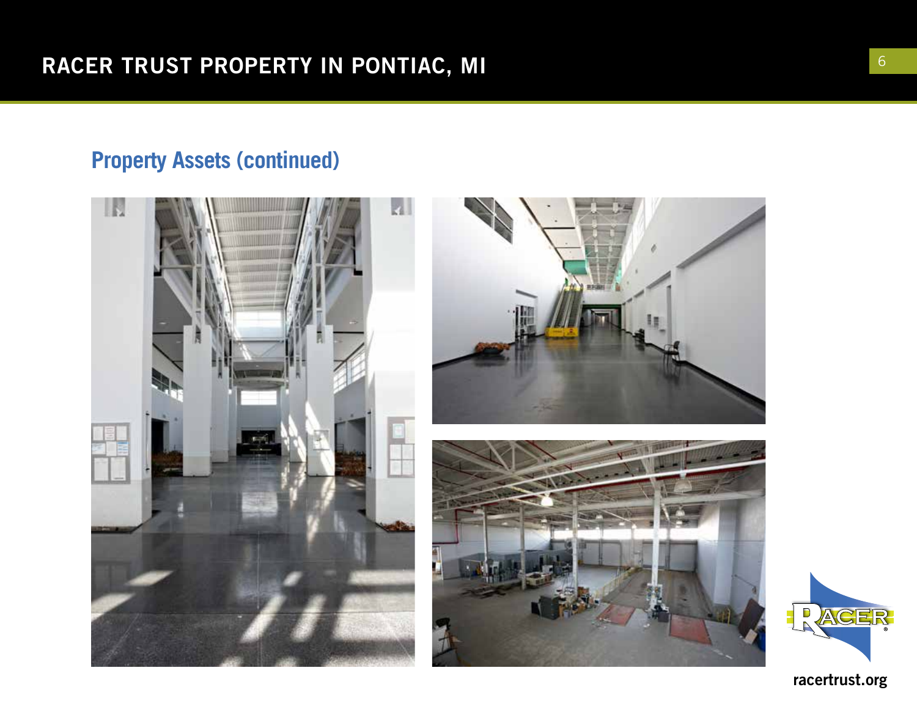## Property Assets (continued)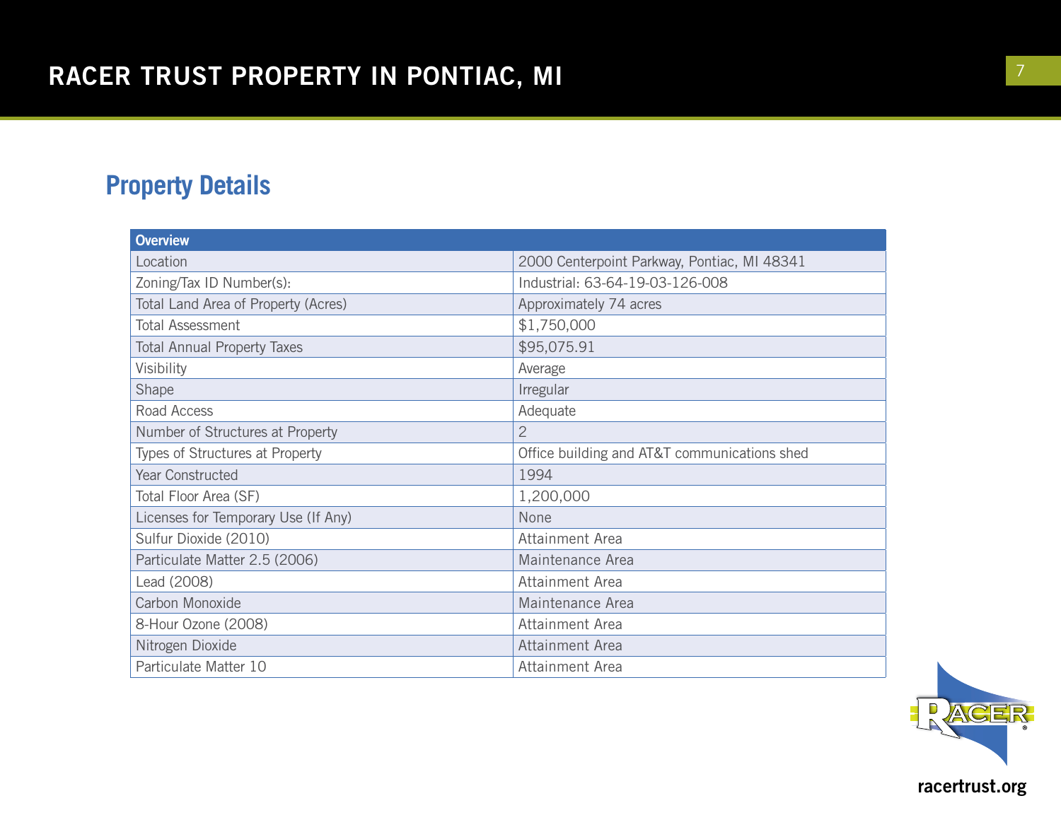# RACER TRUST PROPERTY IN PONTIAC, MI

## Property Details

| Overview | |
|---|---|
| Location | 2000 Centerpoint Parkway, Pontiac, MI 48341 |
| Zoning/Tax ID Number(s): | Industrial: 63-64-19-03-126-008 |
| Total Land Area of Property (Acres) | Approximately 74 acres |
| Total Assessment | $1,750,000 |
| Total Annual Property Taxes | $95,075.91 |
| Visibility | Average |
| Shape | Irregular |
| Road Access | Adequate |
| Number of Structures at Property | 2 |
| Types of Structures at Property | Office building and AT&T communications shed |
| Year Constructed | 1994 |
| Total Floor Area (SF) | 1,200,000 |
| Licenses for Temporary Use (If Any) | None |
| Sulfur Dioxide (2010) | Attainment Area |
| Particulate Matter 2.5 (2006) | Maintenance Area |
| Lead (2008) | Attainment Area |
| Carbon Monoxide | Maintenance Area |
| 8-Hour Ozone (2008) | Attainment Area |
| Nitrogen Dioxide | Attainment Area |
| Particulate Matter 10 | Attainment Area |

racertrust.org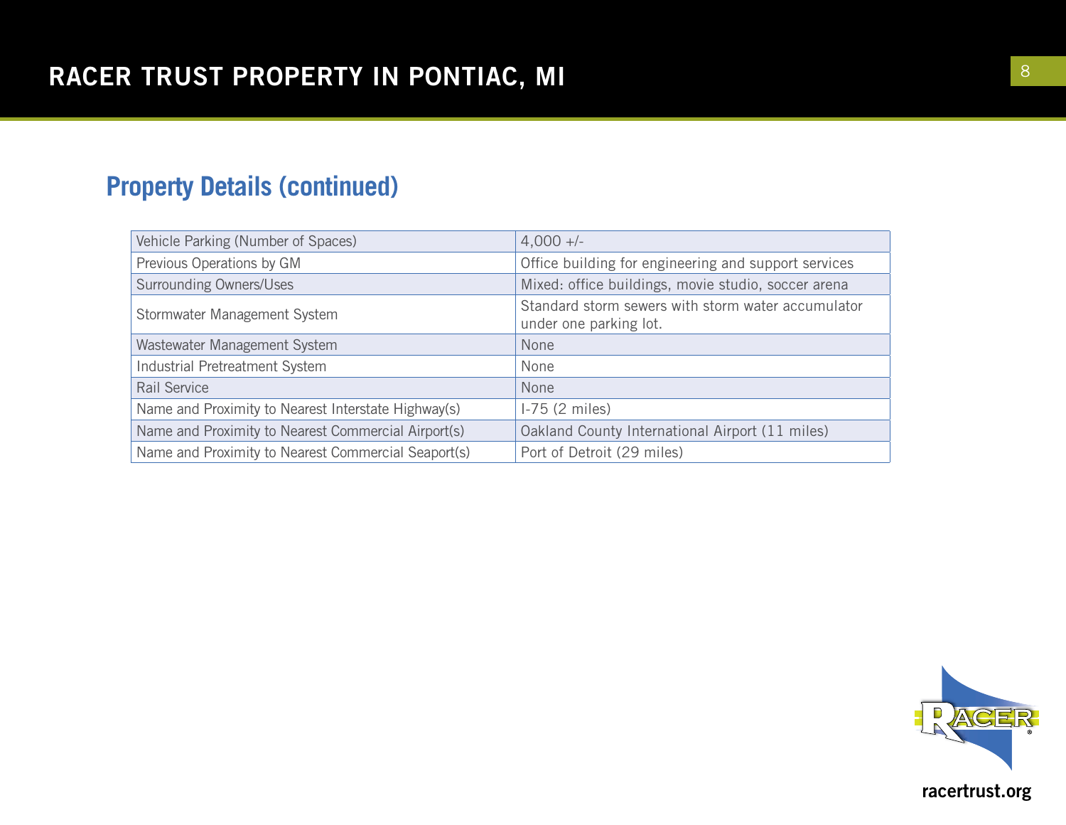## Property Details (continued)

| | |
|---|---|
| Vehicle Parking (Number of Spaces) | 4,000 +/- |
| Previous Operations by GM | Office building for engineering and support services |
| Surrounding Owners/Uses | Mixed: office buildings, movie studio, soccer arena |
| Stormwater Management System | Standard storm sewers with storm water accumulator under one parking lot. |
| Wastewater Management System | None |
| Industrial Pretreatment System | None |
| Rail Service | None |
| Name and Proximity to Nearest Interstate Highway(s) | I-75 (2 miles) |
| Name and Proximity to Nearest Commercial Airport(s) | Oakland County International Airport (11 miles) |
| Name and Proximity to Nearest Commercial Seaport(s) | Port of Detroit (29 miles) |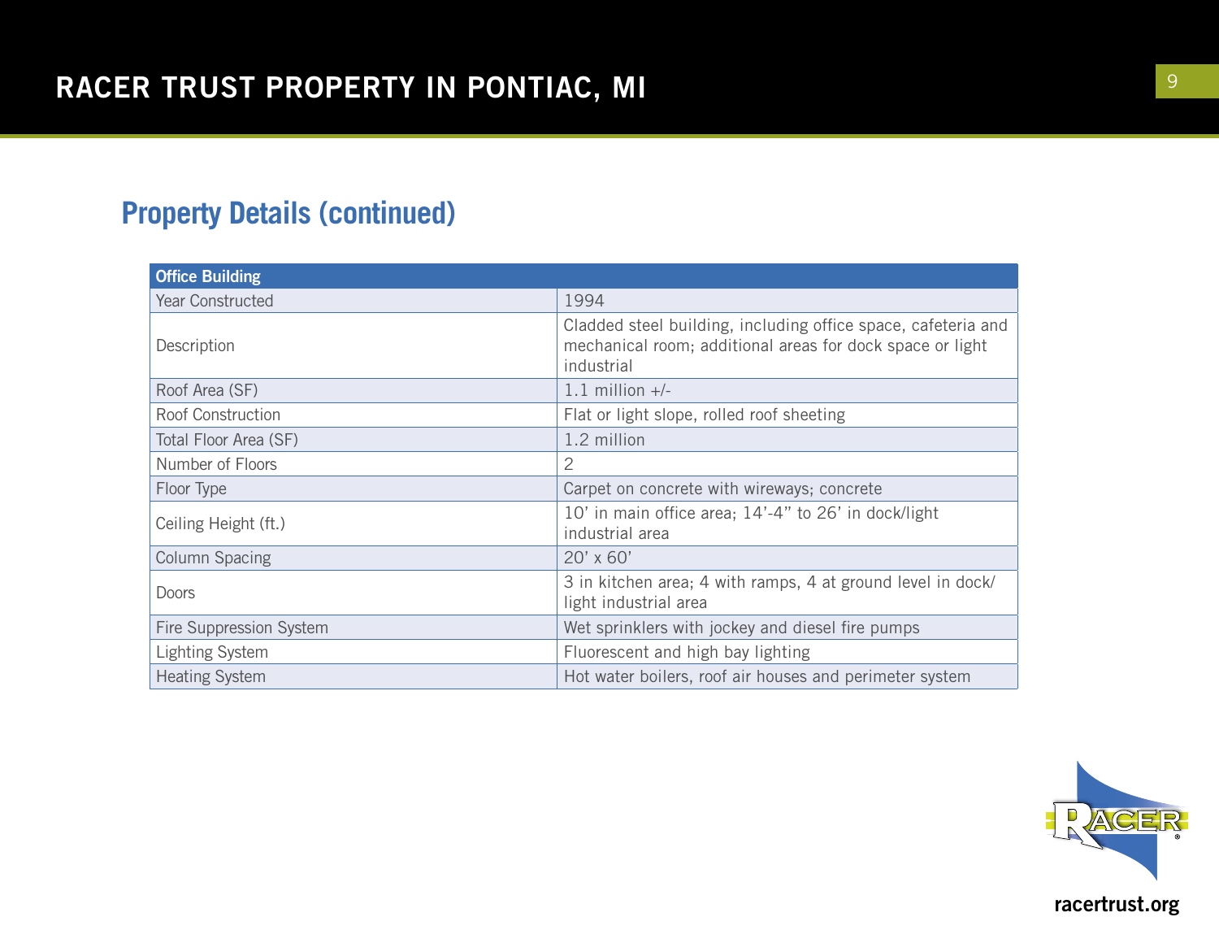## Property Details (continued)

| Office Building | |
|---|---|
| Year Constructed | 1994 |
| Description | Cladded steel building, including office space, cafeteria and mechanical room; additional areas for dock space or light industrial |
| Roof Area (SF) | 1.1 million +/- |
| Roof Construction | Flat or light slope, rolled roof sheeting |
| Total Floor Area (SF) | 1.2 million |
| Number of Floors | 2 |
| Floor Type | Carpet on concrete with wireways; concrete |
| Ceiling Height (ft.) | 10' in main office area; 14'-4" to 26' in dock/light industrial area |
| Column Spacing | 20' x 60' |
| Doors | 3 in kitchen area; 4 with ramps, 4 at ground level in dock/light industrial area |
| Fire Suppression System | Wet sprinklers with jockey and diesel fire pumps |
| Lighting System | Fluorescent and high bay lighting |
| Heating System | Hot water boilers, roof air houses and perimeter system |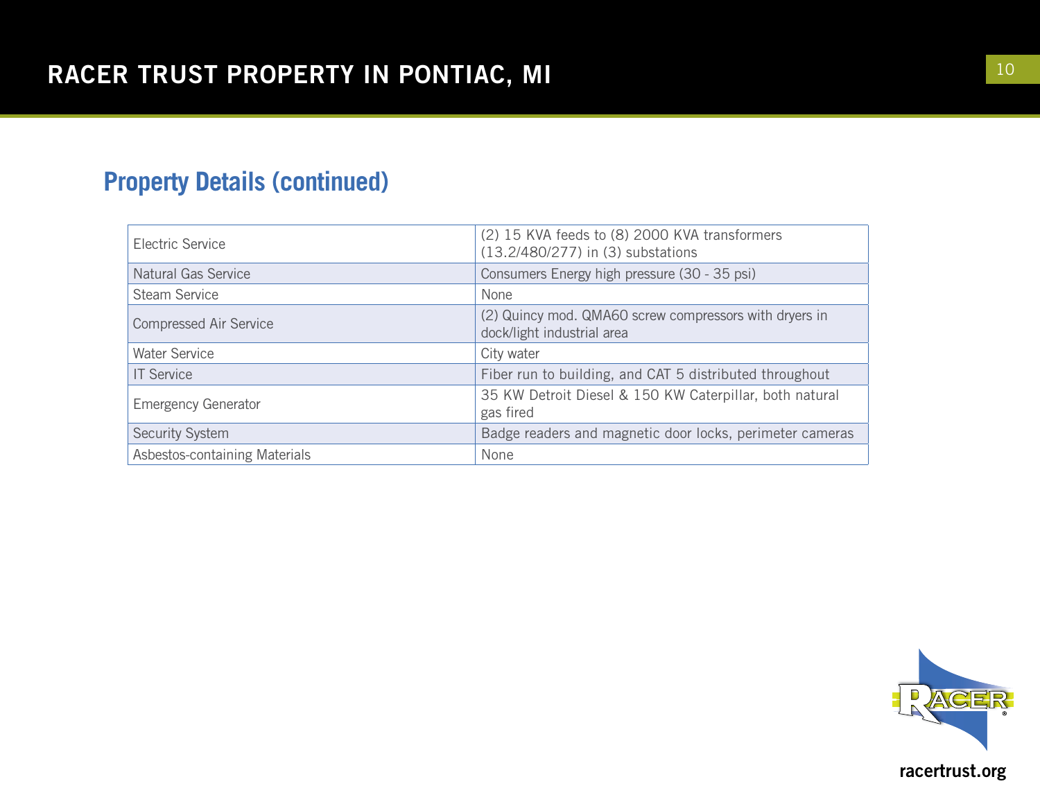## Property Details (continued)

| | |
|---|---|
| Electric Service | (2) 15 KVA feeds to (8) 2000 KVA transformers (13.2/480/277) in (3) substations |
| Natural Gas Service | Consumers Energy high pressure (30 - 35 psi) |
| Steam Service | None |
| Compressed Air Service | (2) Quincy mod. QMA60 screw compressors with dryers in dock/light industrial area |
| Water Service | City water |
| IT Service | Fiber run to building, and CAT 5 distributed throughout |
| Emergency Generator | 35 KW Detroit Diesel & 150 KW Caterpillar, both natural gas fired |
| Security System | Badge readers and magnetic door locks, perimeter cameras |
| Asbestos-containing Materials | None |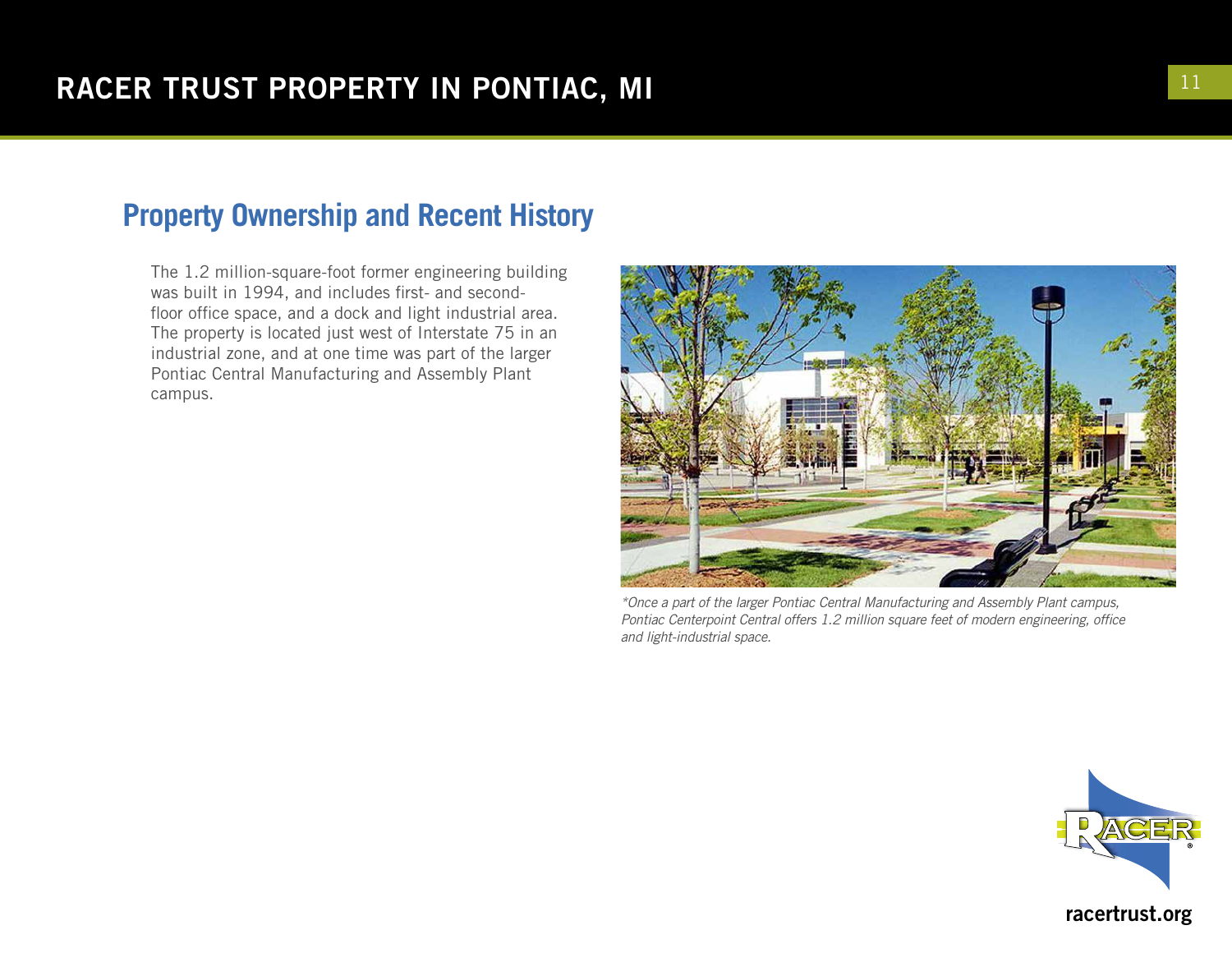## Property Ownership and Recent History

The 1.2 million-square-foot former engineering building was built in 1994, and includes first- and second-floor office space, and a dock and light industrial area. The property is located just west of Interstate 75 in an industrial zone, and at one time was part of the larger Pontiac Central Manufacturing and Assembly Plant campus.

*\*Once a part of the larger Pontiac Central Manufacturing and Assembly Plant campus, Pontiac Centerpoint Central offers 1.2 million square feet of modern engineering, office and light-industrial space.*

**racertrust.org**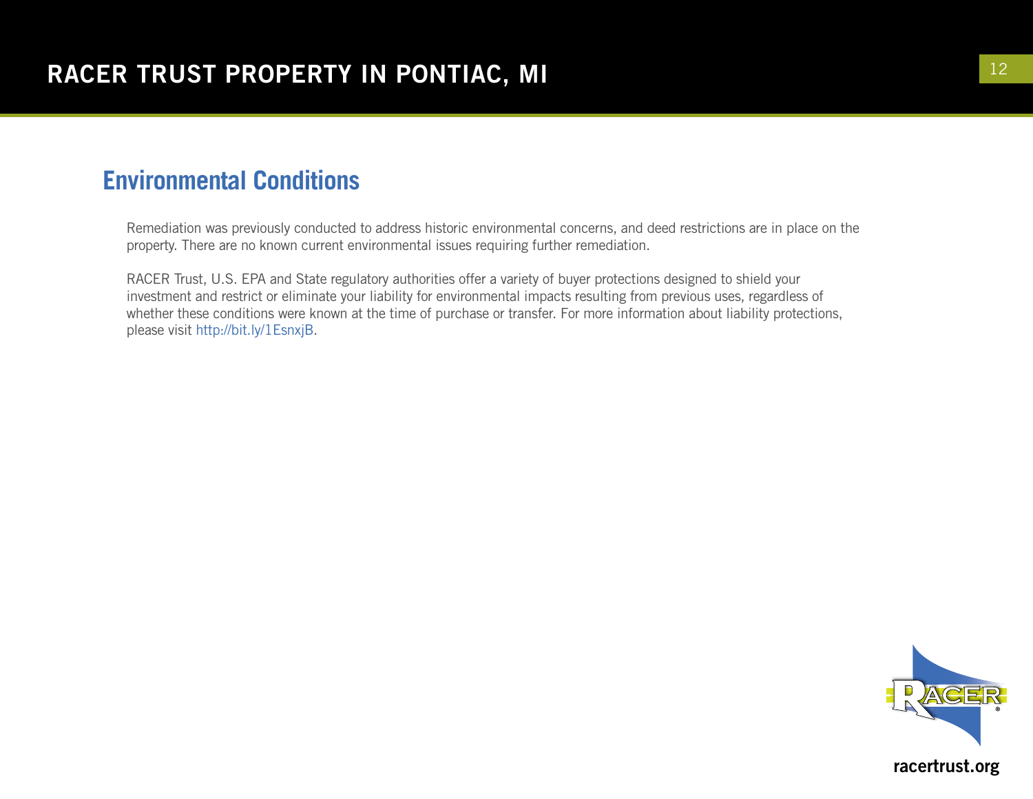## Environmental Conditions

Remediation was previously conducted to address historic environmental concerns, and deed restrictions are in place on the property. There are no known current environmental issues requiring further remediation.

RACER Trust, U.S. EPA and State regulatory authorities offer a variety of buyer protections designed to shield your investment and restrict or eliminate your liability for environmental impacts resulting from previous uses, regardless of whether these conditions were known at the time of purchase or transfer. For more information about liability protections, please visit http://bit.ly/1EsnxjB.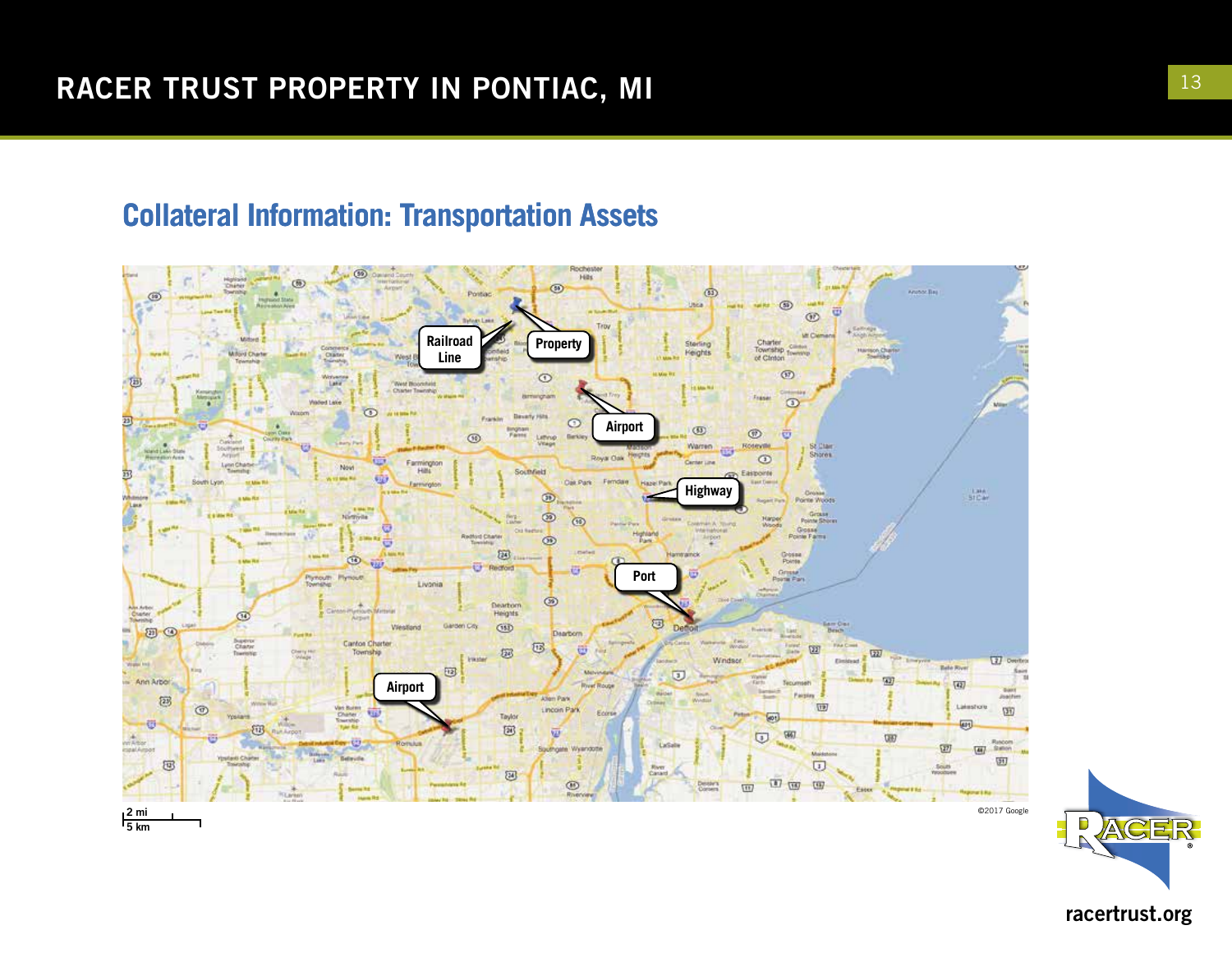# RACER TRUST PROPERTY IN PONTIAC, MI

## Collateral Information: Transportation Assets

Railroad Line

Property

Airport

Highway

Port

Airport

2 mi
5 km

©2017 Google

racertrust.org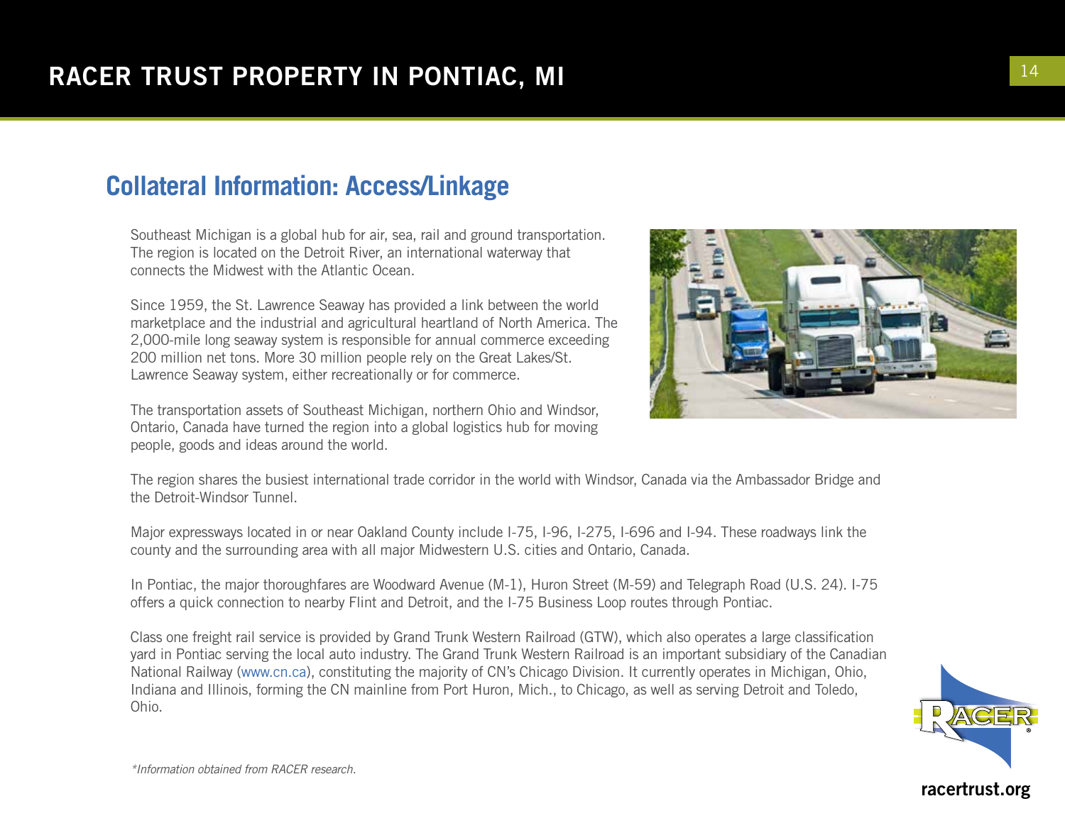## Collateral Information: Access/Linkage

Southeast Michigan is a global hub for air, sea, rail and ground transportation. The region is located on the Detroit River, an international waterway that connects the Midwest with the Atlantic Ocean.

Since 1959, the St. Lawrence Seaway has provided a link between the world marketplace and the industrial and agricultural heartland of North America. The 2,000-mile long seaway system is responsible for annual commerce exceeding 200 million net tons. More 30 million people rely on the Great Lakes/St. Lawrence Seaway system, either recreationally or for commerce.

The transportation assets of Southeast Michigan, northern Ohio and Windsor, Ontario, Canada have turned the region into a global logistics hub for moving people, goods and ideas around the world.

The region shares the busiest international trade corridor in the world with Windsor, Canada via the Ambassador Bridge and the Detroit-Windsor Tunnel.

Major expressways located in or near Oakland County include I-75, I-96, I-275, I-696 and I-94. These roadways link the county and the surrounding area with all major Midwestern U.S. cities and Ontario, Canada.

In Pontiac, the major thoroughfares are Woodward Avenue (M-1), Huron Street (M-59) and Telegraph Road (U.S. 24). I-75 offers a quick connection to nearby Flint and Detroit, and the I-75 Business Loop routes through Pontiac.

Class one freight rail service is provided by Grand Trunk Western Railroad (GTW), which also operates a large classification yard in Pontiac serving the local auto industry. The Grand Trunk Western Railroad is an important subsidiary of the Canadian National Railway (www.cn.ca), constituting the majority of CN's Chicago Division. It currently operates in Michigan, Ohio, Indiana and Illinois, forming the CN mainline from Port Huron, Mich., to Chicago, as well as serving Detroit and Toledo, Ohio.

*\*Information obtained from RACER research.*

racertrust.org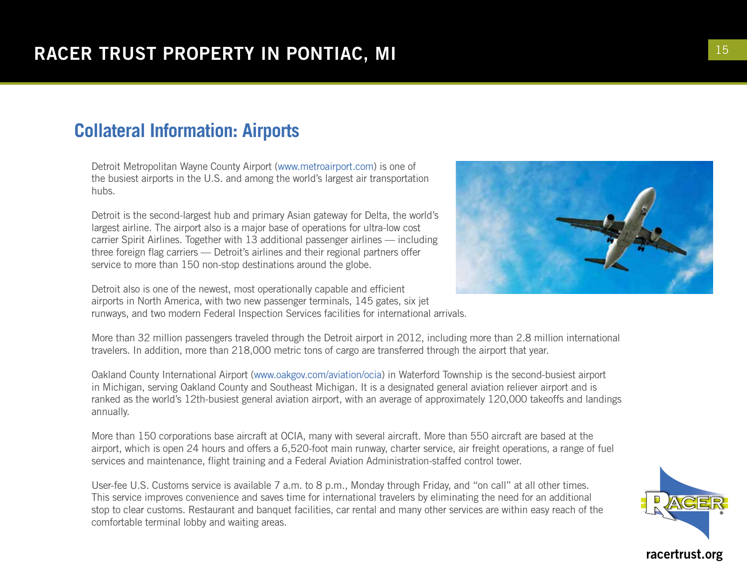## Collateral Information: Airports

Detroit Metropolitan Wayne County Airport (www.metroairport.com) is one of the busiest airports in the U.S. and among the world's largest air transportation hubs.

Detroit is the second-largest hub and primary Asian gateway for Delta, the world's largest airline. The airport also is a major base of operations for ultra-low cost carrier Spirit Airlines. Together with 13 additional passenger airlines — including three foreign flag carriers — Detroit's airlines and their regional partners offer service to more than 150 non-stop destinations around the globe.

Detroit also is one of the newest, most operationally capable and efficient airports in North America, with two new passenger terminals, 145 gates, six jet runways, and two modern Federal Inspection Services facilities for international arrivals.

More than 32 million passengers traveled through the Detroit airport in 2012, including more than 2.8 million international travelers. In addition, more than 218,000 metric tons of cargo are transferred through the airport that year.

Oakland County International Airport (www.oakgov.com/aviation/ocia) in Waterford Township is the second-busiest airport in Michigan, serving Oakland County and Southeast Michigan. It is a designated general aviation reliever airport and is ranked as the world's 12th-busiest general aviation airport, with an average of approximately 120,000 takeoffs and landings annually.

More than 150 corporations base aircraft at OCIA, many with several aircraft. More than 550 aircraft are based at the airport, which is open 24 hours and offers a 6,520-foot main runway, charter service, air freight operations, a range of fuel services and maintenance, flight training and a Federal Aviation Administration-staffed control tower.

User-fee U.S. Customs service is available 7 a.m. to 8 p.m., Monday through Friday, and "on call" at all other times. This service improves convenience and saves time for international travelers by eliminating the need for an additional stop to clear customs. Restaurant and banquet facilities, car rental and many other services are within easy reach of the comfortable terminal lobby and waiting areas.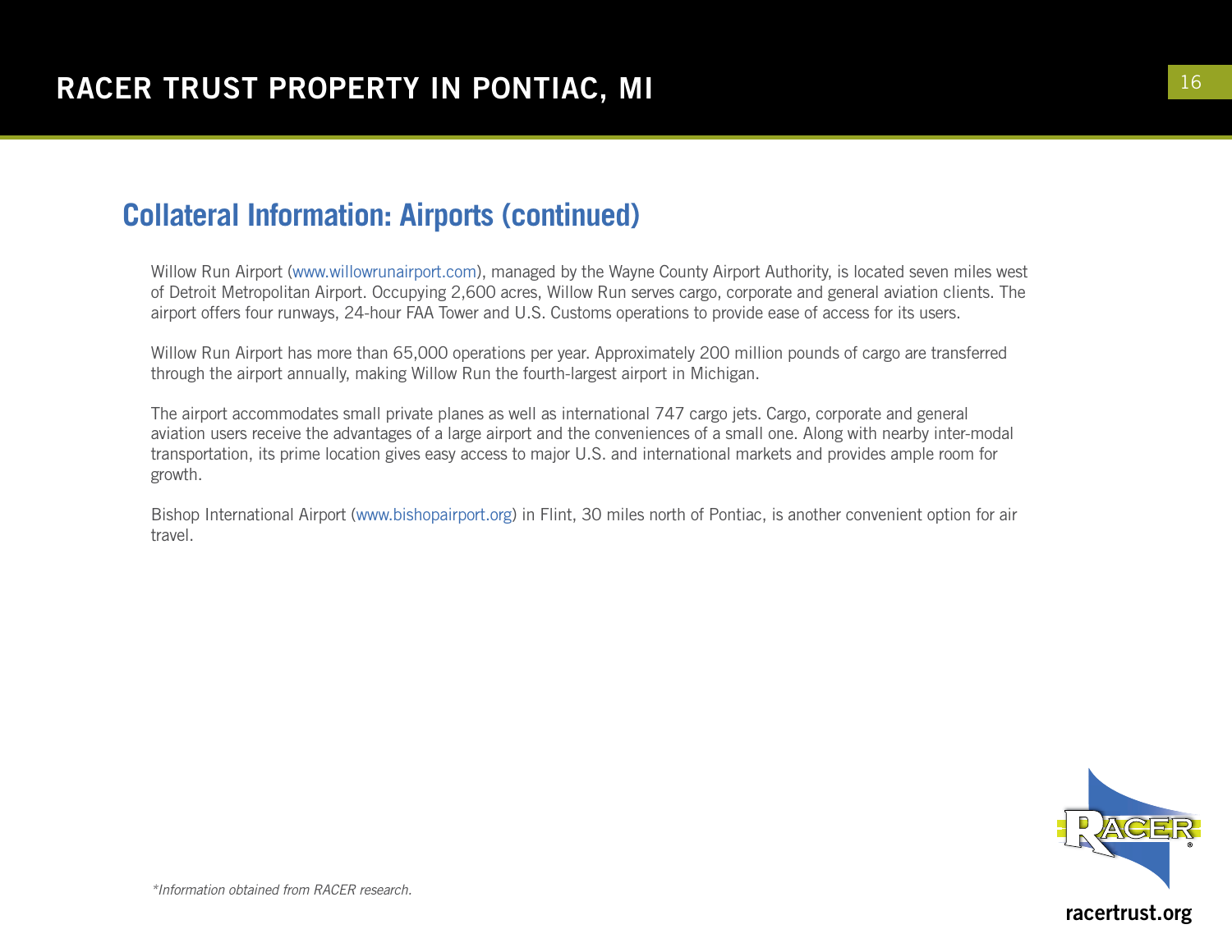## Collateral Information: Airports (continued)

Willow Run Airport (www.willowrunairport.com), managed by the Wayne County Airport Authority, is located seven miles west of Detroit Metropolitan Airport. Occupying 2,600 acres, Willow Run serves cargo, corporate and general aviation clients. The airport offers four runways, 24-hour FAA Tower and U.S. Customs operations to provide ease of access for its users.

Willow Run Airport has more than 65,000 operations per year. Approximately 200 million pounds of cargo are transferred through the airport annually, making Willow Run the fourth-largest airport in Michigan.

The airport accommodates small private planes as well as international 747 cargo jets. Cargo, corporate and general aviation users receive the advantages of a large airport and the conveniences of a small one. Along with nearby inter-modal transportation, its prime location gives easy access to major U.S. and international markets and provides ample room for growth.

Bishop International Airport (www.bishopairport.org) in Flint, 30 miles north of Pontiac, is another convenient option for air travel.

*\*Information obtained from RACER research.*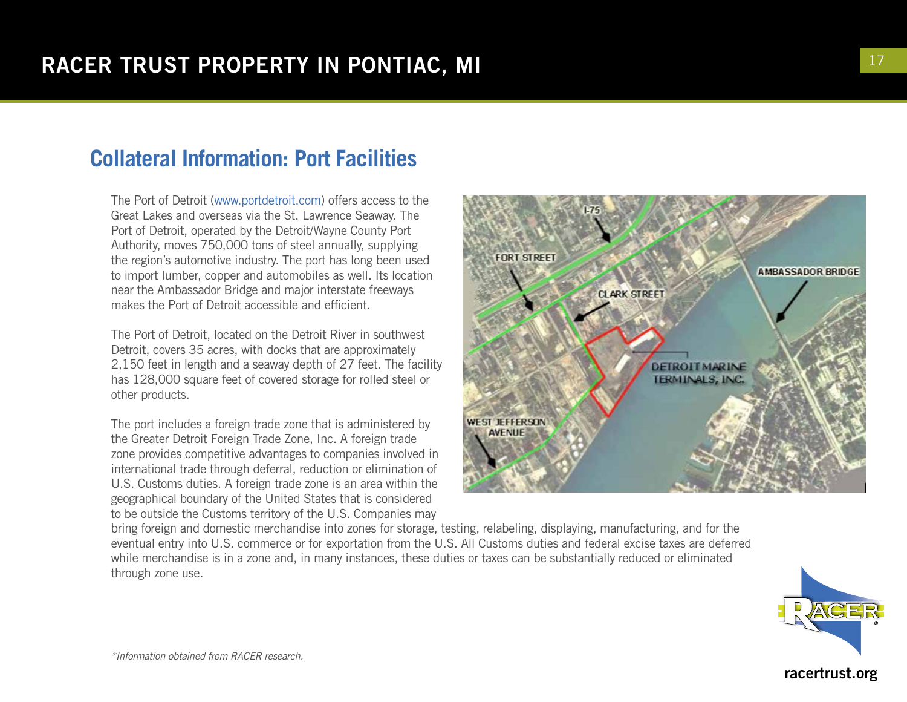## Collateral Information: Port Facilities

The Port of Detroit (www.portdetroit.com) offers access to the Great Lakes and overseas via the St. Lawrence Seaway. The Port of Detroit, operated by the Detroit/Wayne County Port Authority, moves 750,000 tons of steel annually, supplying the region's automotive industry. The port has long been used to import lumber, copper and automobiles as well. Its location near the Ambassador Bridge and major interstate freeways makes the Port of Detroit accessible and efficient.

The Port of Detroit, located on the Detroit River in southwest Detroit, covers 35 acres, with docks that are approximately 2,150 feet in length and a seaway depth of 27 feet. The facility has 128,000 square feet of covered storage for rolled steel or other products.

The port includes a foreign trade zone that is administered by the Greater Detroit Foreign Trade Zone, Inc. A foreign trade zone provides competitive advantages to companies involved in international trade through deferral, reduction or elimination of U.S. Customs duties. A foreign trade zone is an area within the geographical boundary of the United States that is considered to be outside the Customs territory of the U.S. Companies may bring foreign and domestic merchandise into zones for storage, testing, relabeling, displaying, manufacturing, and for the eventual entry into U.S. commerce or for exportation from the U.S. All Customs duties and federal excise taxes are deferred while merchandise is in a zone and, in many instances, these duties or taxes can be substantially reduced or eliminated through zone use.

*\*Information obtained from RACER research.*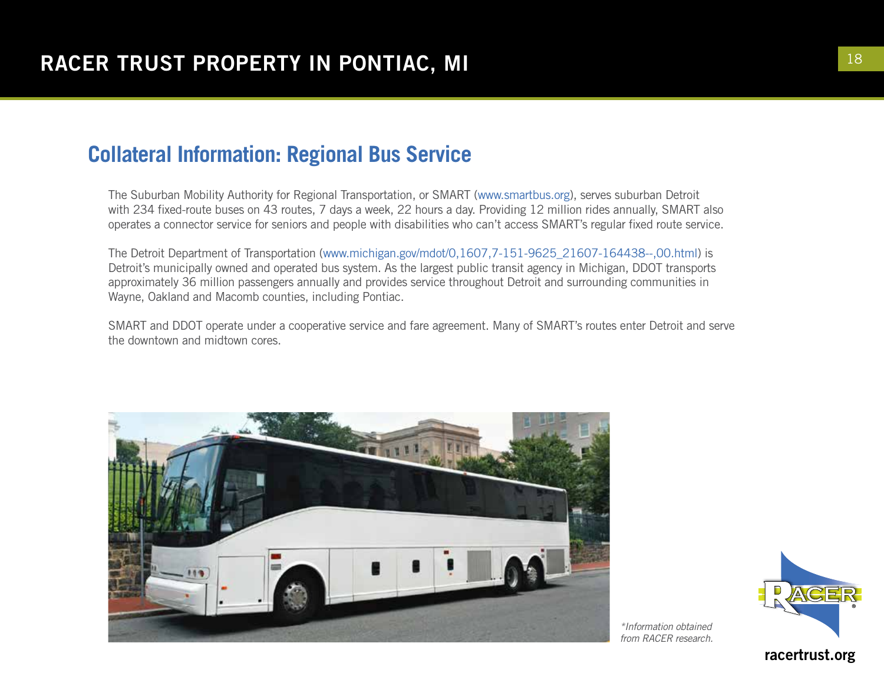## Collateral Information: Regional Bus Service

The Suburban Mobility Authority for Regional Transportation, or SMART (www.smartbus.org), serves suburban Detroit with 234 fixed-route buses on 43 routes, 7 days a week, 22 hours a day. Providing 12 million rides annually, SMART also operates a connector service for seniors and people with disabilities who can't access SMART's regular fixed route service.

The Detroit Department of Transportation (www.michigan.gov/mdot/0,1607,7-151-9625_21607-164438--,00.html) is Detroit's municipally owned and operated bus system. As the largest public transit agency in Michigan, DDOT transports approximately 36 million passengers annually and provides service throughout Detroit and surrounding communities in Wayne, Oakland and Macomb counties, including Pontiac.

SMART and DDOT operate under a cooperative service and fare agreement. Many of SMART's routes enter Detroit and serve the downtown and midtown cores.

*Information obtained from RACER research.*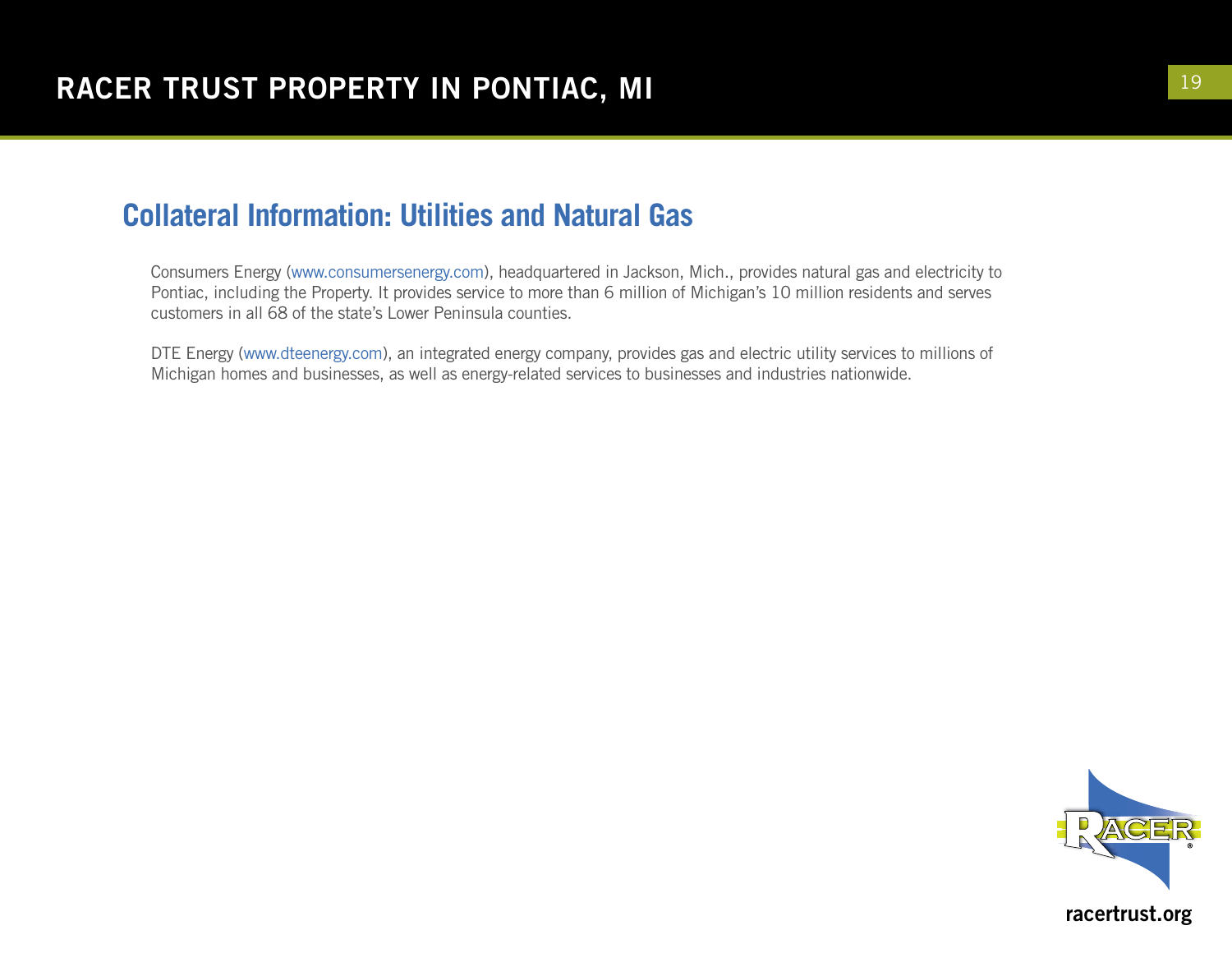## Collateral Information: Utilities and Natural Gas

Consumers Energy (www.consumersenergy.com), headquartered in Jackson, Mich., provides natural gas and electricity to Pontiac, including the Property. It provides service to more than 6 million of Michigan's 10 million residents and serves customers in all 68 of the state's Lower Peninsula counties.

DTE Energy (www.dteenergy.com), an integrated energy company, provides gas and electric utility services to millions of Michigan homes and businesses, as well as energy-related services to businesses and industries nationwide.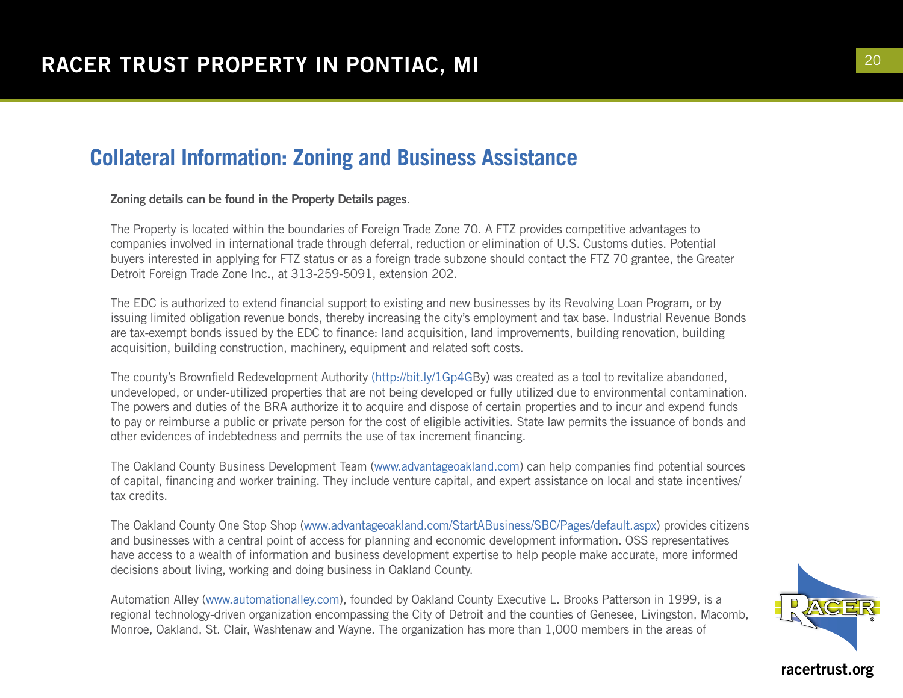## Collateral Information: Zoning and Business Assistance

**Zoning details can be found in the Property Details pages.**

The Property is located within the boundaries of Foreign Trade Zone 70. A FTZ provides competitive advantages to companies involved in international trade through deferral, reduction or elimination of U.S. Customs duties. Potential buyers interested in applying for FTZ status or as a foreign trade subzone should contact the FTZ 70 grantee, the Greater Detroit Foreign Trade Zone Inc., at 313-259-5091, extension 202.

The EDC is authorized to extend financial support to existing and new businesses by its Revolving Loan Program, or by issuing limited obligation revenue bonds, thereby increasing the city's employment and tax base. Industrial Revenue Bonds are tax-exempt bonds issued by the EDC to finance: land acquisition, land improvements, building renovation, building acquisition, building construction, machinery, equipment and related soft costs.

The county's Brownfield Redevelopment Authority (http://bit.ly/1Gp4GBy) was created as a tool to revitalize abandoned, undeveloped, or under-utilized properties that are not being developed or fully utilized due to environmental contamination. The powers and duties of the BRA authorize it to acquire and dispose of certain properties and to incur and expend funds to pay or reimburse a public or private person for the cost of eligible activities. State law permits the issuance of bonds and other evidences of indebtedness and permits the use of tax increment financing.

The Oakland County Business Development Team (www.advantageoakland.com) can help companies find potential sources of capital, financing and worker training. They include venture capital, and expert assistance on local and state incentives/tax credits.

The Oakland County One Stop Shop (www.advantageoakland.com/StartABusiness/SBC/Pages/default.aspx) provides citizens and businesses with a central point of access for planning and economic development information. OSS representatives have access to a wealth of information and business development expertise to help people make accurate, more informed decisions about living, working and doing business in Oakland County.

Automation Alley (www.automationalley.com), founded by Oakland County Executive L. Brooks Patterson in 1999, is a regional technology-driven organization encompassing the City of Detroit and the counties of Genesee, Livingston, Macomb, Monroe, Oakland, St. Clair, Washtenaw and Wayne. The organization has more than 1,000 members in the areas of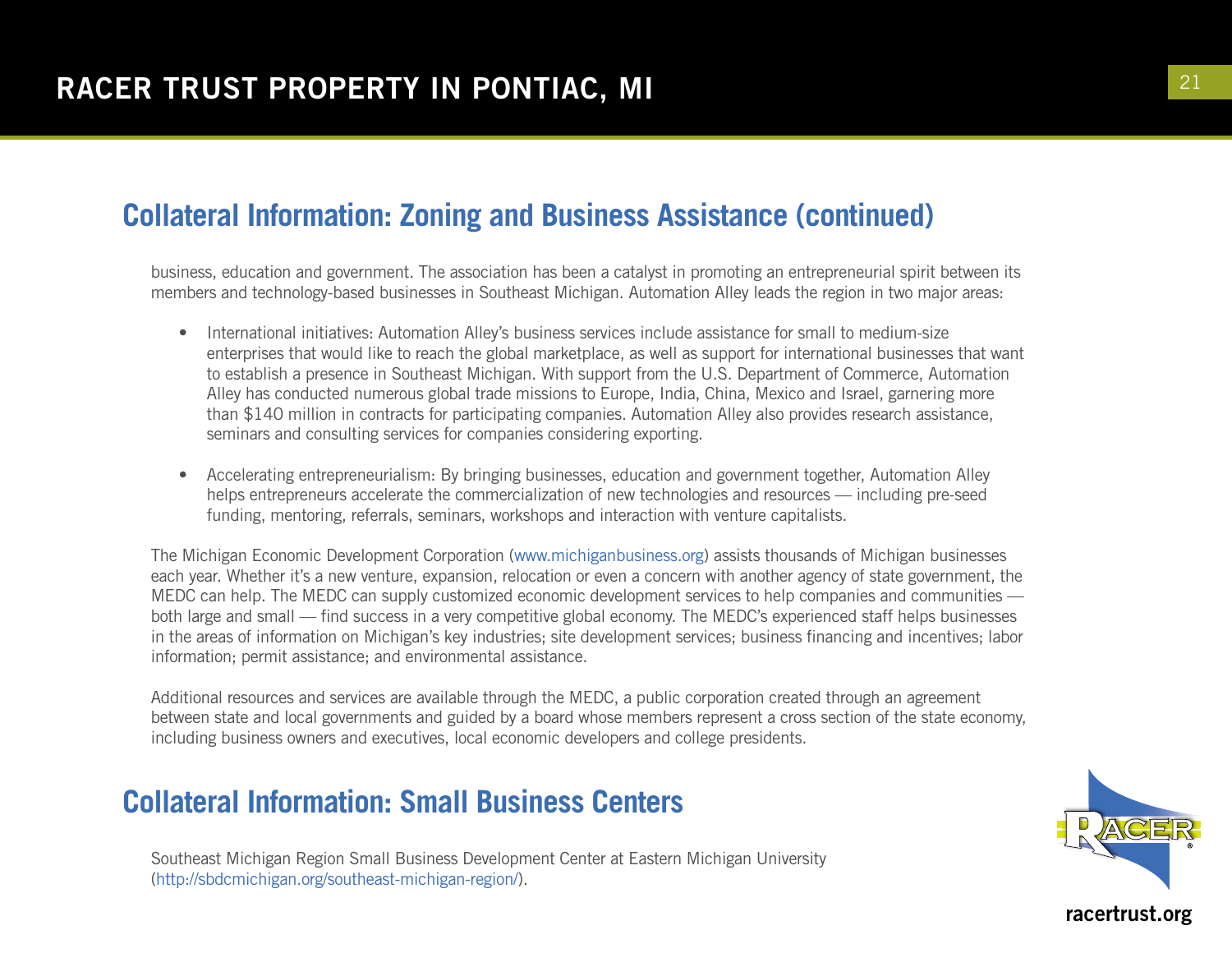## Collateral Information: Zoning and Business Assistance (continued)

business, education and government. The association has been a catalyst in promoting an entrepreneurial spirit between its members and technology-based businesses in Southeast Michigan. Automation Alley leads the region in two major areas:

- International initiatives: Automation Alley's business services include assistance for small to medium-size enterprises that would like to reach the global marketplace, as well as support for international businesses that want to establish a presence in Southeast Michigan. With support from the U.S. Department of Commerce, Automation Alley has conducted numerous global trade missions to Europe, India, China, Mexico and Israel, garnering more than $140 million in contracts for participating companies. Automation Alley also provides research assistance, seminars and consulting services for companies considering exporting.

- Accelerating entrepreneurialism: By bringing businesses, education and government together, Automation Alley helps entrepreneurs accelerate the commercialization of new technologies and resources — including pre-seed funding, mentoring, referrals, seminars, workshops and interaction with venture capitalists.

The Michigan Economic Development Corporation (www.michiganbusiness.org) assists thousands of Michigan businesses each year. Whether it's a new venture, expansion, relocation or even a concern with another agency of state government, the MEDC can help. The MEDC can supply customized economic development services to help companies and communities — both large and small — find success in a very competitive global economy. The MEDC's experienced staff helps businesses in the areas of information on Michigan's key industries; site development services; business financing and incentives; labor information; permit assistance; and environmental assistance.

Additional resources and services are available through the MEDC, a public corporation created through an agreement between state and local governments and guided by a board whose members represent a cross section of the state economy, including business owners and executives, local economic developers and college presidents.

## Collateral Information: Small Business Centers

Southeast Michigan Region Small Business Development Center at Eastern Michigan University (http://sbdcmichigan.org/southeast-michigan-region/).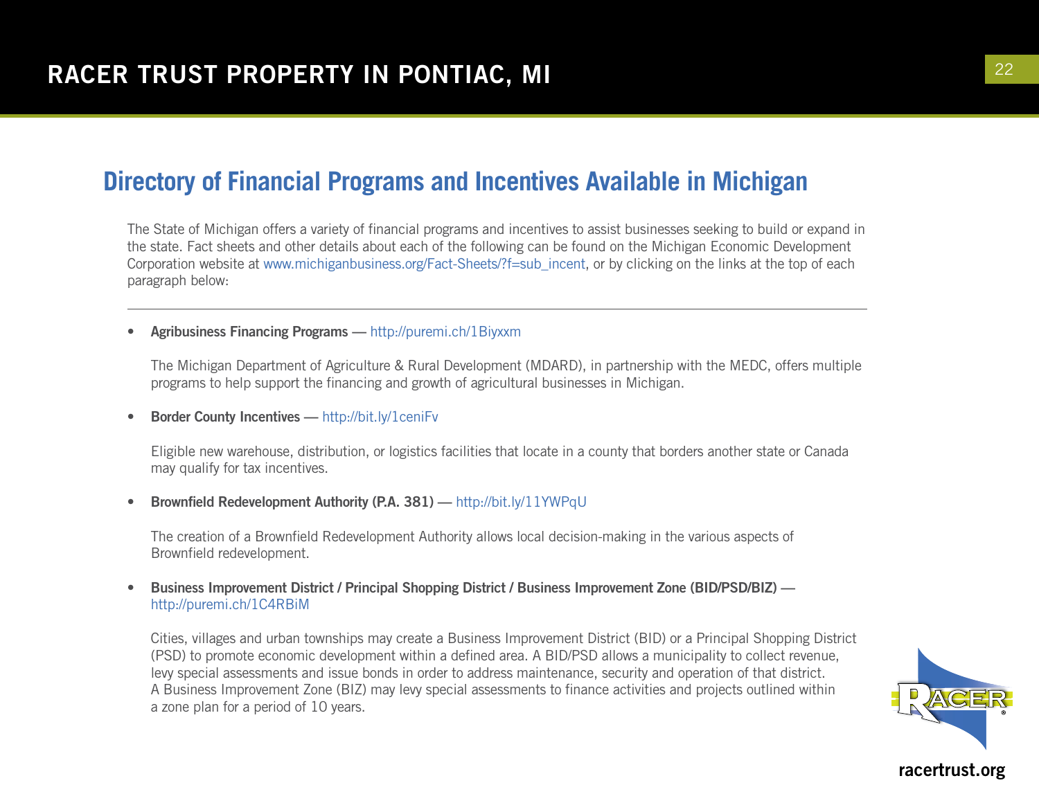## Directory of Financial Programs and Incentives Available in Michigan

The State of Michigan offers a variety of financial programs and incentives to assist businesses seeking to build or expand in the state. Fact sheets and other details about each of the following can be found on the Michigan Economic Development Corporation website at www.michiganbusiness.org/Fact-Sheets/?f=sub_incent, or by clicking on the links at the top of each paragraph below:

---

- **Agribusiness Financing Programs** — http://puremi.ch/1Biyxxm

  The Michigan Department of Agriculture & Rural Development (MDARD), in partnership with the MEDC, offers multiple programs to help support the financing and growth of agricultural businesses in Michigan.

- **Border County Incentives** — http://bit.ly/1ceniFv

  Eligible new warehouse, distribution, or logistics facilities that locate in a county that borders another state or Canada may qualify for tax incentives.

- **Brownfield Redevelopment Authority (P.A. 381)** — http://bit.ly/11YWPqU

  The creation of a Brownfield Redevelopment Authority allows local decision-making in the various aspects of Brownfield redevelopment.

- **Business Improvement District / Principal Shopping District / Business Improvement Zone (BID/PSD/BIZ)** — http://puremi.ch/1C4RBiM

  Cities, villages and urban townships may create a Business Improvement District (BID) or a Principal Shopping District (PSD) to promote economic development within a defined area. A BID/PSD allows a municipality to collect revenue, levy special assessments and issue bonds in order to address maintenance, security and operation of that district. A Business Improvement Zone (BIZ) may levy special assessments to finance activities and projects outlined within a zone plan for a period of 10 years.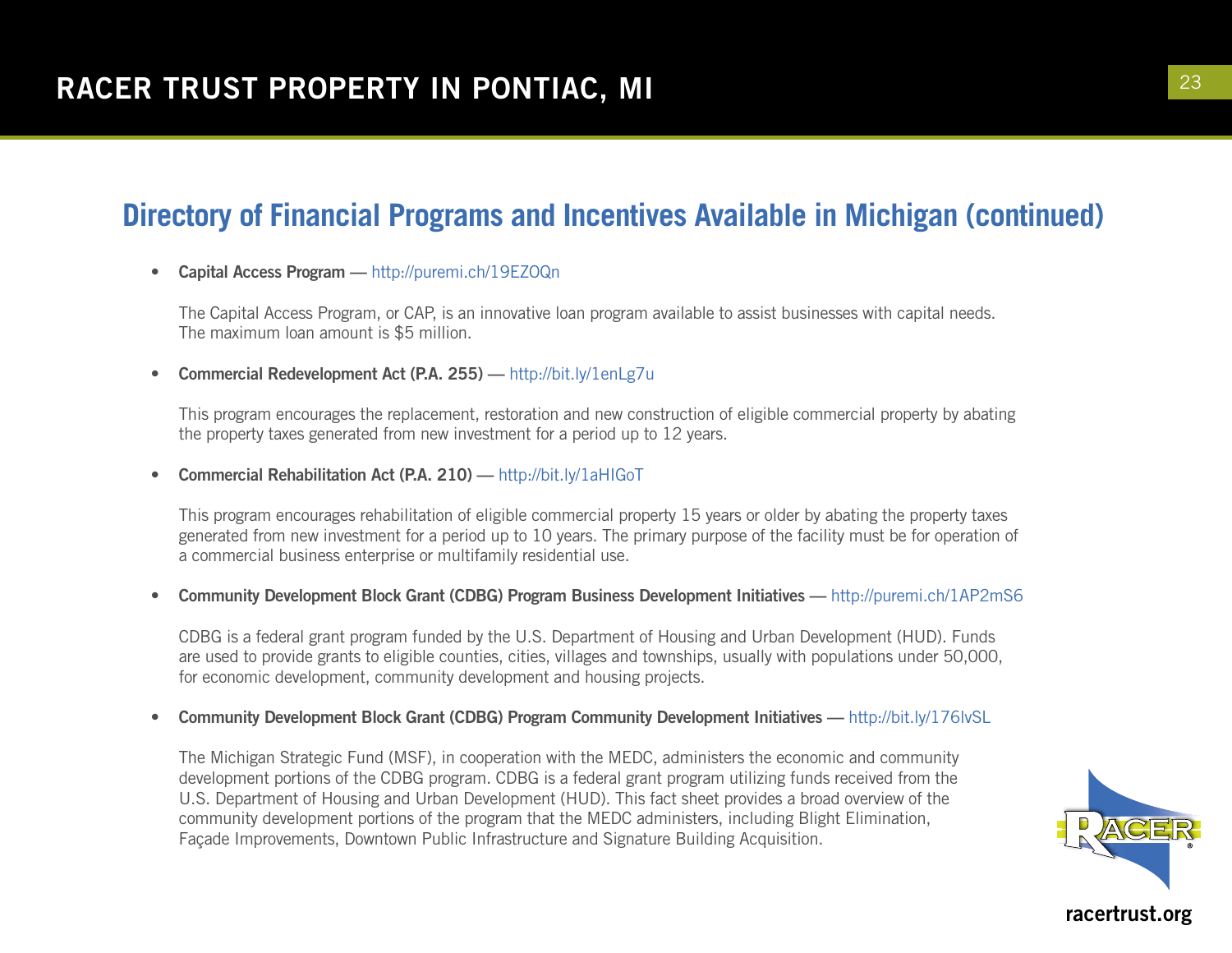## Directory of Financial Programs and Incentives Available in Michigan (continued)

- **Capital Access Program** — http://puremi.ch/19EZOQn

  The Capital Access Program, or CAP, is an innovative loan program available to assist businesses with capital needs. The maximum loan amount is $5 million.

- **Commercial Redevelopment Act (P.A. 255)** — http://bit.ly/1enLg7u

  This program encourages the replacement, restoration and new construction of eligible commercial property by abating the property taxes generated from new investment for a period up to 12 years.

- **Commercial Rehabilitation Act (P.A. 210)** — http://bit.ly/1aHIGoT

  This program encourages rehabilitation of eligible commercial property 15 years or older by abating the property taxes generated from new investment for a period up to 10 years. The primary purpose of the facility must be for operation of a commercial business enterprise or multifamily residential use.

- **Community Development Block Grant (CDBG) Program Business Development Initiatives** — http://puremi.ch/1AP2mS6

  CDBG is a federal grant program funded by the U.S. Department of Housing and Urban Development (HUD). Funds are used to provide grants to eligible counties, cities, villages and townships, usually with populations under 50,000, for economic development, community development and housing projects.

- **Community Development Block Grant (CDBG) Program Community Development Initiatives** — http://bit.ly/176lvSL

  The Michigan Strategic Fund (MSF), in cooperation with the MEDC, administers the economic and community development portions of the CDBG program. CDBG is a federal grant program utilizing funds received from the U.S. Department of Housing and Urban Development (HUD). This fact sheet provides a broad overview of the community development portions of the program that the MEDC administers, including Blight Elimination, Façade Improvements, Downtown Public Infrastructure and Signature Building Acquisition.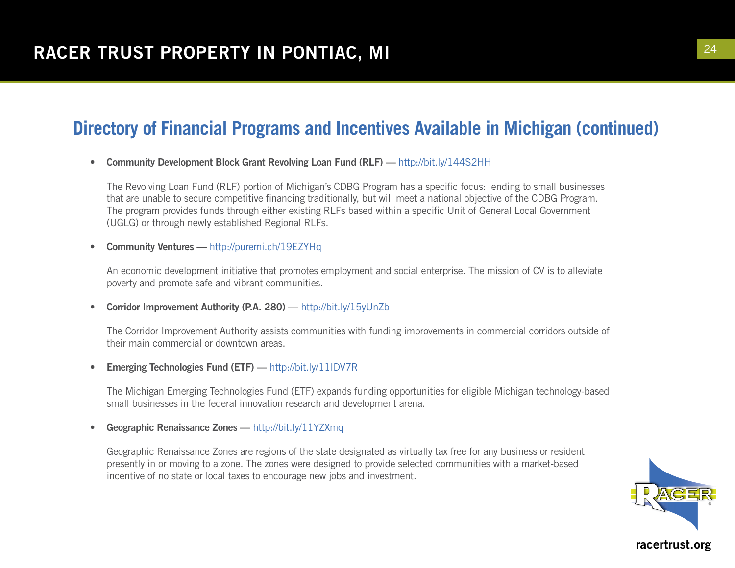## Directory of Financial Programs and Incentives Available in Michigan (continued)

- **Community Development Block Grant Revolving Loan Fund (RLF)** — http://bit.ly/144S2HH

  The Revolving Loan Fund (RLF) portion of Michigan's CDBG Program has a specific focus: lending to small businesses that are unable to secure competitive financing traditionally, but will meet a national objective of the CDBG Program. The program provides funds through either existing RLFs based within a specific Unit of General Local Government (UGLG) or through newly established Regional RLFs.

- **Community Ventures** — http://puremi.ch/19EZYHq

  An economic development initiative that promotes employment and social enterprise. The mission of CV is to alleviate poverty and promote safe and vibrant communities.

- **Corridor Improvement Authority (P.A. 280)** — http://bit.ly/15yUnZb

  The Corridor Improvement Authority assists communities with funding improvements in commercial corridors outside of their main commercial or downtown areas.

- **Emerging Technologies Fund (ETF)** — http://bit.ly/11IDV7R

  The Michigan Emerging Technologies Fund (ETF) expands funding opportunities for eligible Michigan technology-based small businesses in the federal innovation research and development arena.

- **Geographic Renaissance Zones** — http://bit.ly/11YZXmq

  Geographic Renaissance Zones are regions of the state designated as virtually tax free for any business or resident presently in or moving to a zone. The zones were designed to provide selected communities with a market-based incentive of no state or local taxes to encourage new jobs and investment.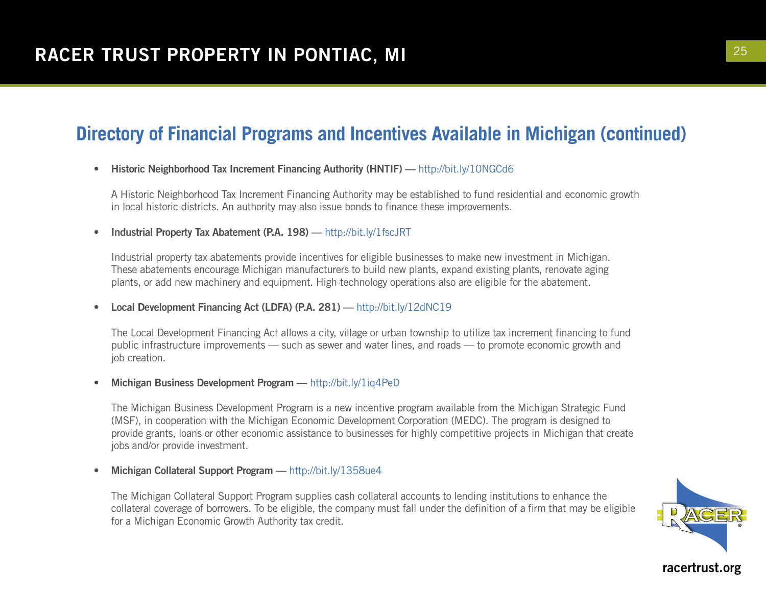## Directory of Financial Programs and Incentives Available in Michigan (continued)

- **Historic Neighborhood Tax Increment Financing Authority (HNTIF)** — http://bit.ly/10NGCd6

  A Historic Neighborhood Tax Increment Financing Authority may be established to fund residential and economic growth in local historic districts. An authority may also issue bonds to finance these improvements.

- **Industrial Property Tax Abatement (P.A. 198)** — http://bit.ly/1fscJRT

  Industrial property tax abatements provide incentives for eligible businesses to make new investment in Michigan. These abatements encourage Michigan manufacturers to build new plants, expand existing plants, renovate aging plants, or add new machinery and equipment. High-technology operations also are eligible for the abatement.

- **Local Development Financing Act (LDFA) (P.A. 281)** — http://bit.ly/12dNC19

  The Local Development Financing Act allows a city, village or urban township to utilize tax increment financing to fund public infrastructure improvements — such as sewer and water lines, and roads — to promote economic growth and job creation.

- **Michigan Business Development Program** — http://bit.ly/1iq4PeD

  The Michigan Business Development Program is a new incentive program available from the Michigan Strategic Fund (MSF), in cooperation with the Michigan Economic Development Corporation (MEDC). The program is designed to provide grants, loans or other economic assistance to businesses for highly competitive projects in Michigan that create jobs and/or provide investment.

- **Michigan Collateral Support Program** — http://bit.ly/1358ue4

  The Michigan Collateral Support Program supplies cash collateral accounts to lending institutions to enhance the collateral coverage of borrowers. To be eligible, the company must fall under the definition of a firm that may be eligible for a Michigan Economic Growth Authority tax credit.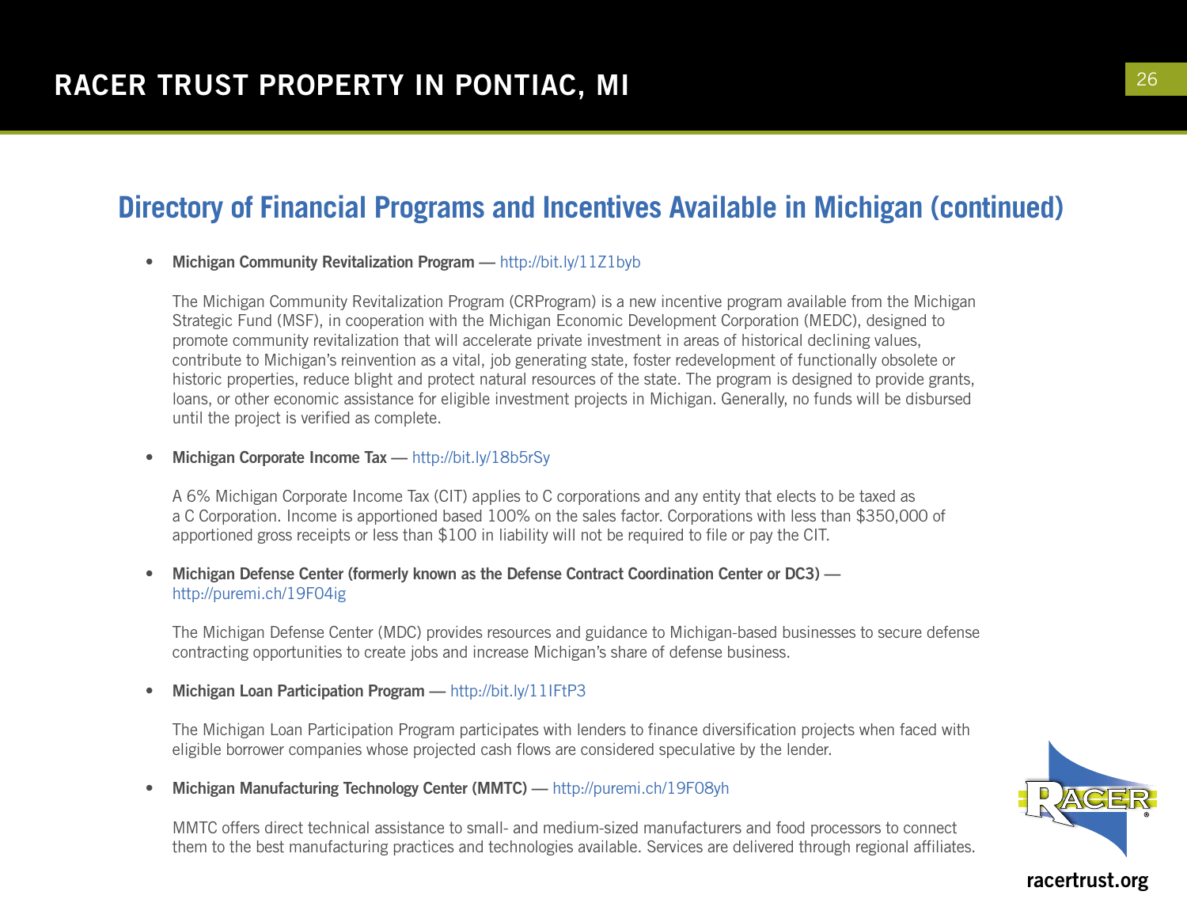## Directory of Financial Programs and Incentives Available in Michigan (continued)

- **Michigan Community Revitalization Program** — http://bit.ly/11Z1byb

  The Michigan Community Revitalization Program (CRProgram) is a new incentive program available from the Michigan Strategic Fund (MSF), in cooperation with the Michigan Economic Development Corporation (MEDC), designed to promote community revitalization that will accelerate private investment in areas of historical declining values, contribute to Michigan's reinvention as a vital, job generating state, foster redevelopment of functionally obsolete or historic properties, reduce blight and protect natural resources of the state. The program is designed to provide grants, loans, or other economic assistance for eligible investment projects in Michigan. Generally, no funds will be disbursed until the project is verified as complete.

- **Michigan Corporate Income Tax** — http://bit.ly/18b5rSy

  A 6% Michigan Corporate Income Tax (CIT) applies to C corporations and any entity that elects to be taxed as a C Corporation. Income is apportioned based 100% on the sales factor. Corporations with less than $350,000 of apportioned gross receipts or less than $100 in liability will not be required to file or pay the CIT.

- **Michigan Defense Center (formerly known as the Defense Contract Coordination Center or DC3)** — http://puremi.ch/19F04ig

  The Michigan Defense Center (MDC) provides resources and guidance to Michigan-based businesses to secure defense contracting opportunities to create jobs and increase Michigan's share of defense business.

- **Michigan Loan Participation Program** — http://bit.ly/11IFtP3

  The Michigan Loan Participation Program participates with lenders to finance diversification projects when faced with eligible borrower companies whose projected cash flows are considered speculative by the lender.

- **Michigan Manufacturing Technology Center (MMTC)** — http://puremi.ch/19F08yh

  MMTC offers direct technical assistance to small- and medium-sized manufacturers and food processors to connect them to the best manufacturing practices and technologies available. Services are delivered through regional affiliates.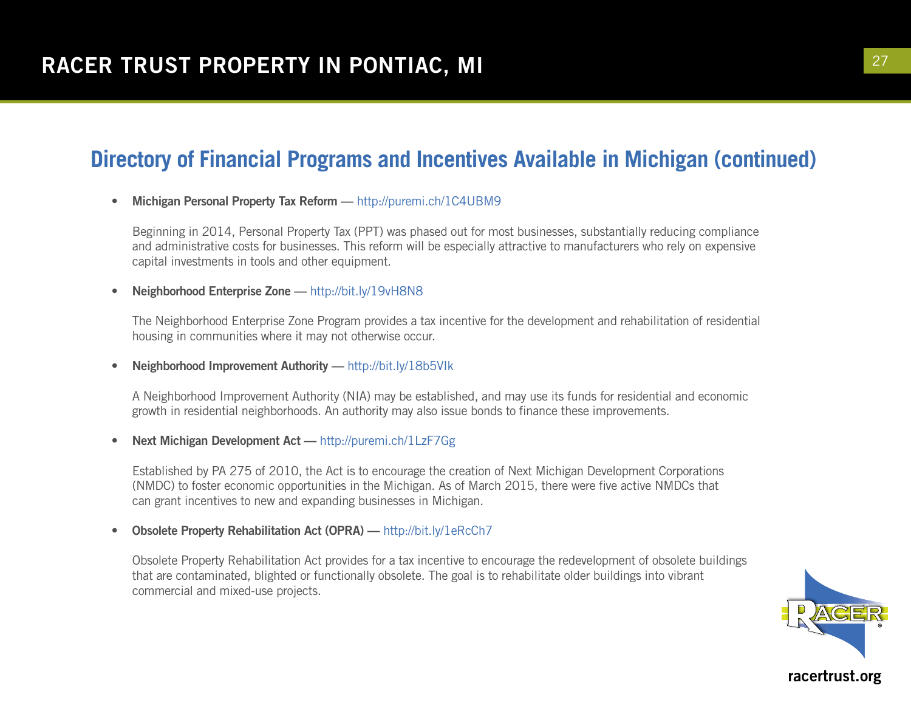## Directory of Financial Programs and Incentives Available in Michigan (continued)

- **Michigan Personal Property Tax Reform** — http://puremi.ch/1C4UBM9

  Beginning in 2014, Personal Property Tax (PPT) was phased out for most businesses, substantially reducing compliance and administrative costs for businesses. This reform will be especially attractive to manufacturers who rely on expensive capital investments in tools and other equipment.

- **Neighborhood Enterprise Zone** — http://bit.ly/19vH8N8

  The Neighborhood Enterprise Zone Program provides a tax incentive for the development and rehabilitation of residential housing in communities where it may not otherwise occur.

- **Neighborhood Improvement Authority** — http://bit.ly/18b5VIk

  A Neighborhood Improvement Authority (NIA) may be established, and may use its funds for residential and economic growth in residential neighborhoods. An authority may also issue bonds to finance these improvements.

- **Next Michigan Development Act** — http://puremi.ch/1LzF7Gg

  Established by PA 275 of 2010, the Act is to encourage the creation of Next Michigan Development Corporations (NMDC) to foster economic opportunities in the Michigan. As of March 2015, there were five active NMDCs that can grant incentives to new and expanding businesses in Michigan.

- **Obsolete Property Rehabilitation Act (OPRA)** — http://bit.ly/1eRcCh7

  Obsolete Property Rehabilitation Act provides for a tax incentive to encourage the redevelopment of obsolete buildings that are contaminated, blighted or functionally obsolete. The goal is to rehabilitate older buildings into vibrant commercial and mixed-use projects.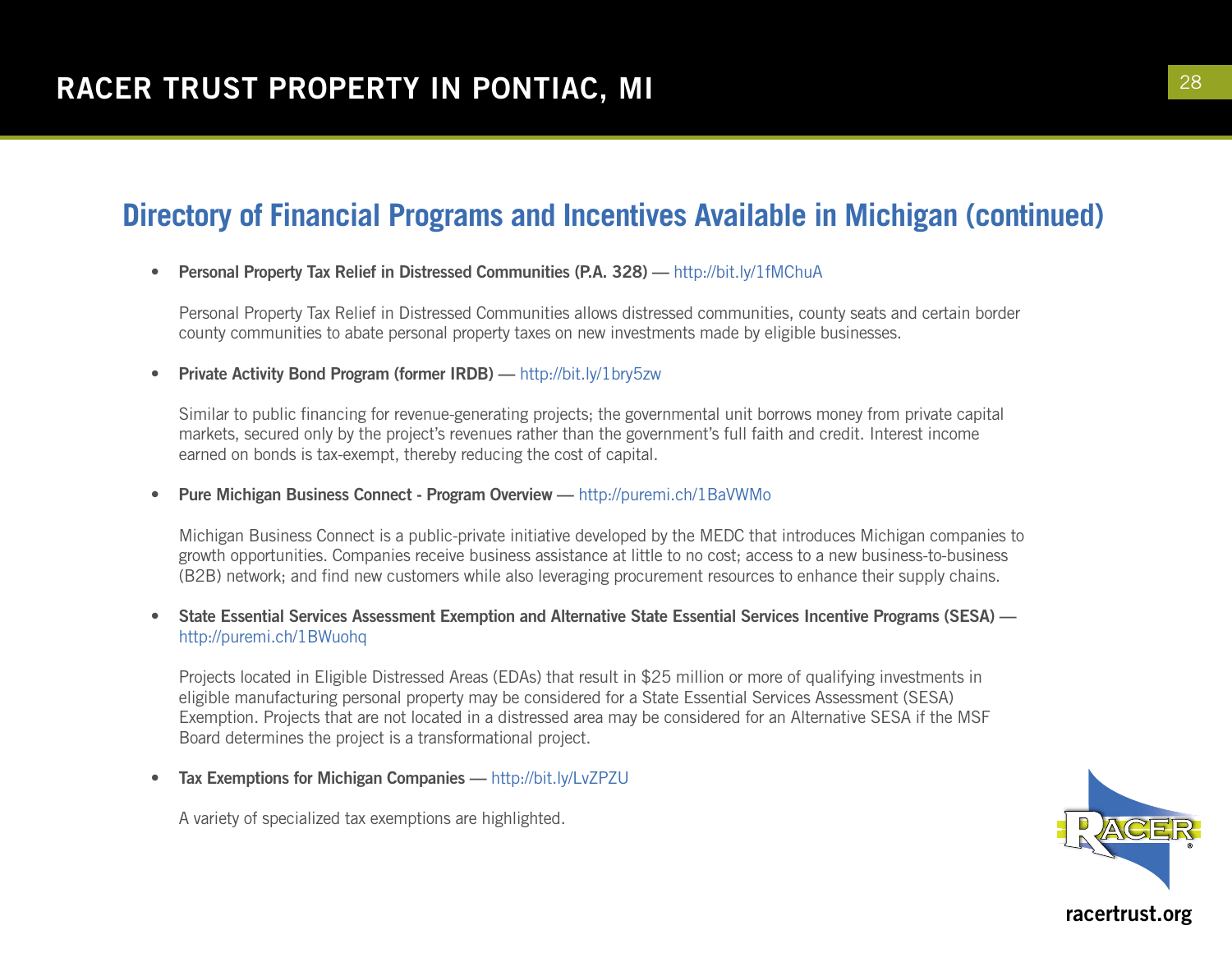## Directory of Financial Programs and Incentives Available in Michigan (continued)

- **Personal Property Tax Relief in Distressed Communities (P.A. 328)** — http://bit.ly/1fMChuA

  Personal Property Tax Relief in Distressed Communities allows distressed communities, county seats and certain border county communities to abate personal property taxes on new investments made by eligible businesses.

- **Private Activity Bond Program (former IRDB)** — http://bit.ly/1bry5zw

  Similar to public financing for revenue-generating projects; the governmental unit borrows money from private capital markets, secured only by the project's revenues rather than the government's full faith and credit. Interest income earned on bonds is tax-exempt, thereby reducing the cost of capital.

- **Pure Michigan Business Connect - Program Overview** — http://puremi.ch/1BaVWMo

  Michigan Business Connect is a public-private initiative developed by the MEDC that introduces Michigan companies to growth opportunities. Companies receive business assistance at little to no cost; access to a new business-to-business (B2B) network; and find new customers while also leveraging procurement resources to enhance their supply chains.

- **State Essential Services Assessment Exemption and Alternative State Essential Services Incentive Programs (SESA)** — http://puremi.ch/1BWuohq

  Projects located in Eligible Distressed Areas (EDAs) that result in $25 million or more of qualifying investments in eligible manufacturing personal property may be considered for a State Essential Services Assessment (SESA) Exemption. Projects that are not located in a distressed area may be considered for an Alternative SESA if the MSF Board determines the project is a transformational project.

- **Tax Exemptions for Michigan Companies** — http://bit.ly/LvZPZU

  A variety of specialized tax exemptions are highlighted.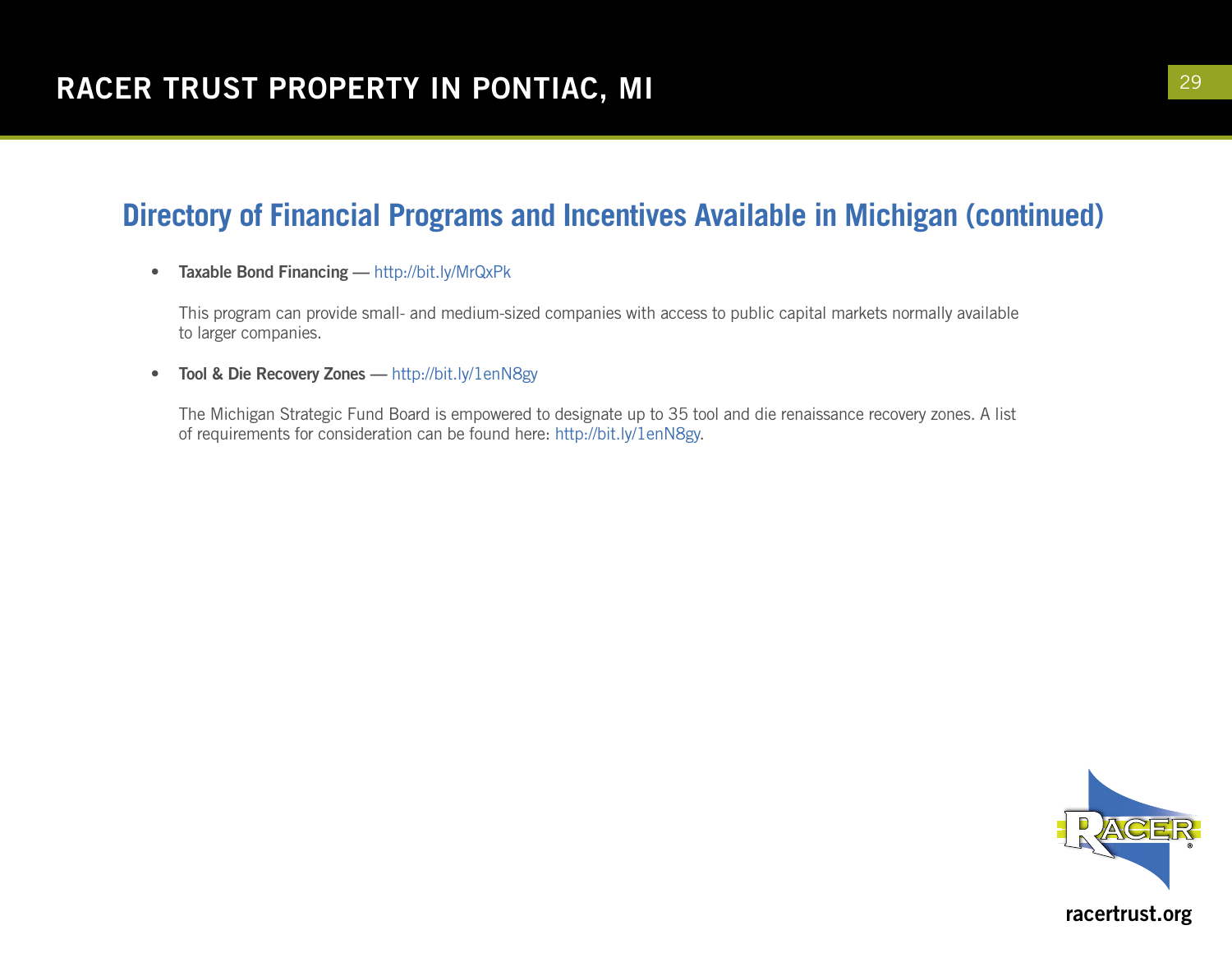## Directory of Financial Programs and Incentives Available in Michigan (continued)

- **Taxable Bond Financing** — http://bit.ly/MrQxPk

  This program can provide small- and medium-sized companies with access to public capital markets normally available to larger companies.

- **Tool & Die Recovery Zones** — http://bit.ly/1enN8gy

  The Michigan Strategic Fund Board is empowered to designate up to 35 tool and die renaissance recovery zones. A list of requirements for consideration can be found here: http://bit.ly/1enN8gy.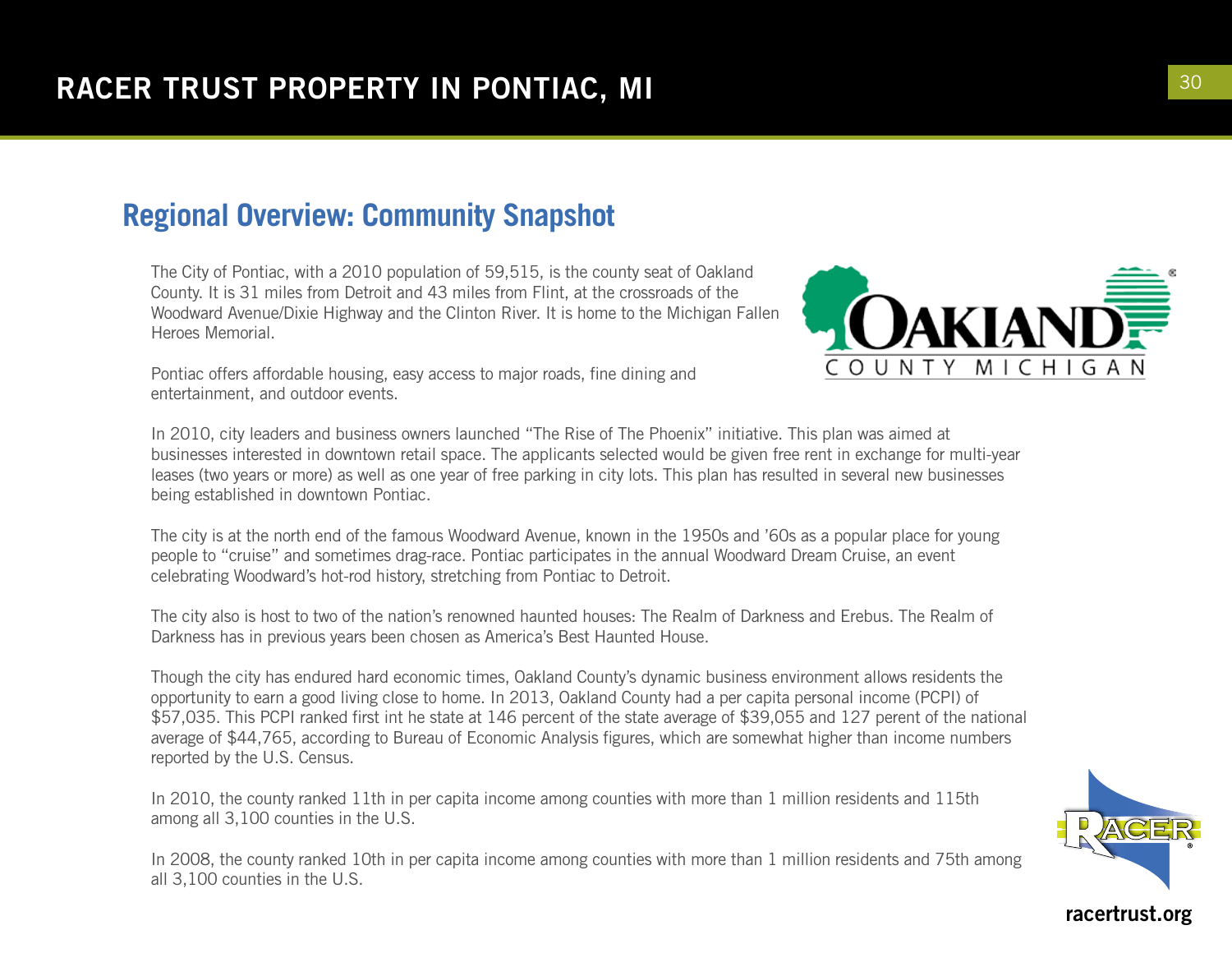## Regional Overview: Community Snapshot

The City of Pontiac, with a 2010 population of 59,515, is the county seat of Oakland County. It is 31 miles from Detroit and 43 miles from Flint, at the crossroads of the Woodward Avenue/Dixie Highway and the Clinton River. It is home to the Michigan Fallen Heroes Memorial.

Pontiac offers affordable housing, easy access to major roads, fine dining and entertainment, and outdoor events.

In 2010, city leaders and business owners launched "The Rise of The Phoenix" initiative. This plan was aimed at businesses interested in downtown retail space. The applicants selected would be given free rent in exchange for multi-year leases (two years or more) as well as one year of free parking in city lots. This plan has resulted in several new businesses being established in downtown Pontiac.

The city is at the north end of the famous Woodward Avenue, known in the 1950s and '60s as a popular place for young people to "cruise" and sometimes drag-race. Pontiac participates in the annual Woodward Dream Cruise, an event celebrating Woodward's hot-rod history, stretching from Pontiac to Detroit.

The city also is host to two of the nation's renowned haunted houses: The Realm of Darkness and Erebus. The Realm of Darkness has in previous years been chosen as America's Best Haunted House.

Though the city has endured hard economic times, Oakland County's dynamic business environment allows residents the opportunity to earn a good living close to home. In 2013, Oakland County had a per capita personal income (PCPI) of $57,035. This PCPI ranked first int he state at 146 percent of the state average of $39,055 and 127 perent of the national average of $44,765, according to Bureau of Economic Analysis figures, which are somewhat higher than income numbers reported by the U.S. Census.

In 2010, the county ranked 11th in per capita income among counties with more than 1 million residents and 115th among all 3,100 counties in the U.S.

In 2008, the county ranked 10th in per capita income among counties with more than 1 million residents and 75th among all 3,100 counties in the U.S.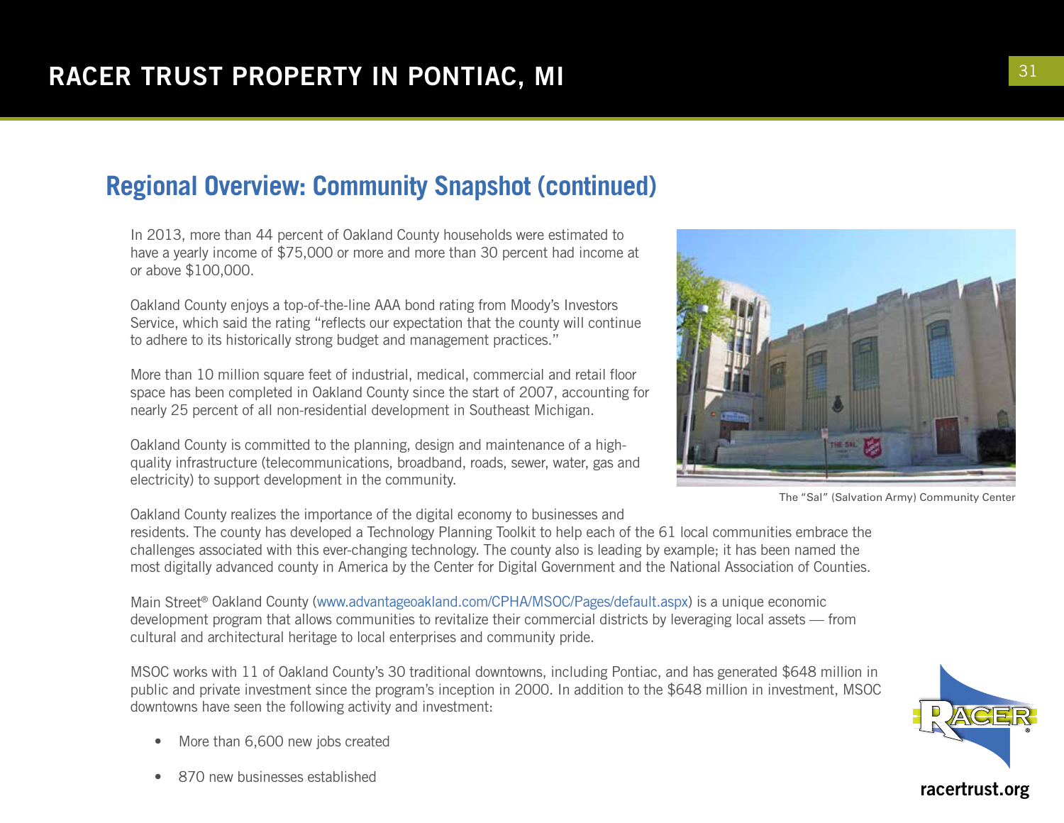## Regional Overview: Community Snapshot (continued)

In 2013, more than 44 percent of Oakland County households were estimated to have a yearly income of $75,000 or more and more than 30 percent had income at or above $100,000.

Oakland County enjoys a top-of-the-line AAA bond rating from Moody's Investors Service, which said the rating "reflects our expectation that the county will continue to adhere to its historically strong budget and management practices."

More than 10 million square feet of industrial, medical, commercial and retail floor space has been completed in Oakland County since the start of 2007, accounting for nearly 25 percent of all non-residential development in Southeast Michigan.

Oakland County is committed to the planning, design and maintenance of a high-quality infrastructure (telecommunications, broadband, roads, sewer, water, gas and electricity) to support development in the community.

The "Sal" (Salvation Army) Community Center

Oakland County realizes the importance of the digital economy to businesses and residents. The county has developed a Technology Planning Toolkit to help each of the 61 local communities embrace the challenges associated with this ever-changing technology. The county also is leading by example; it has been named the most digitally advanced county in America by the Center for Digital Government and the National Association of Counties.

Main Street® Oakland County (www.advantageoakland.com/CPHA/MSOC/Pages/default.aspx) is a unique economic development program that allows communities to revitalize their commercial districts by leveraging local assets — from cultural and architectural heritage to local enterprises and community pride.

MSOC works with 11 of Oakland County's 30 traditional downtowns, including Pontiac, and has generated $648 million in public and private investment since the program's inception in 2000. In addition to the $648 million in investment, MSOC downtowns have seen the following activity and investment:

- More than 6,600 new jobs created
- 870 new businesses established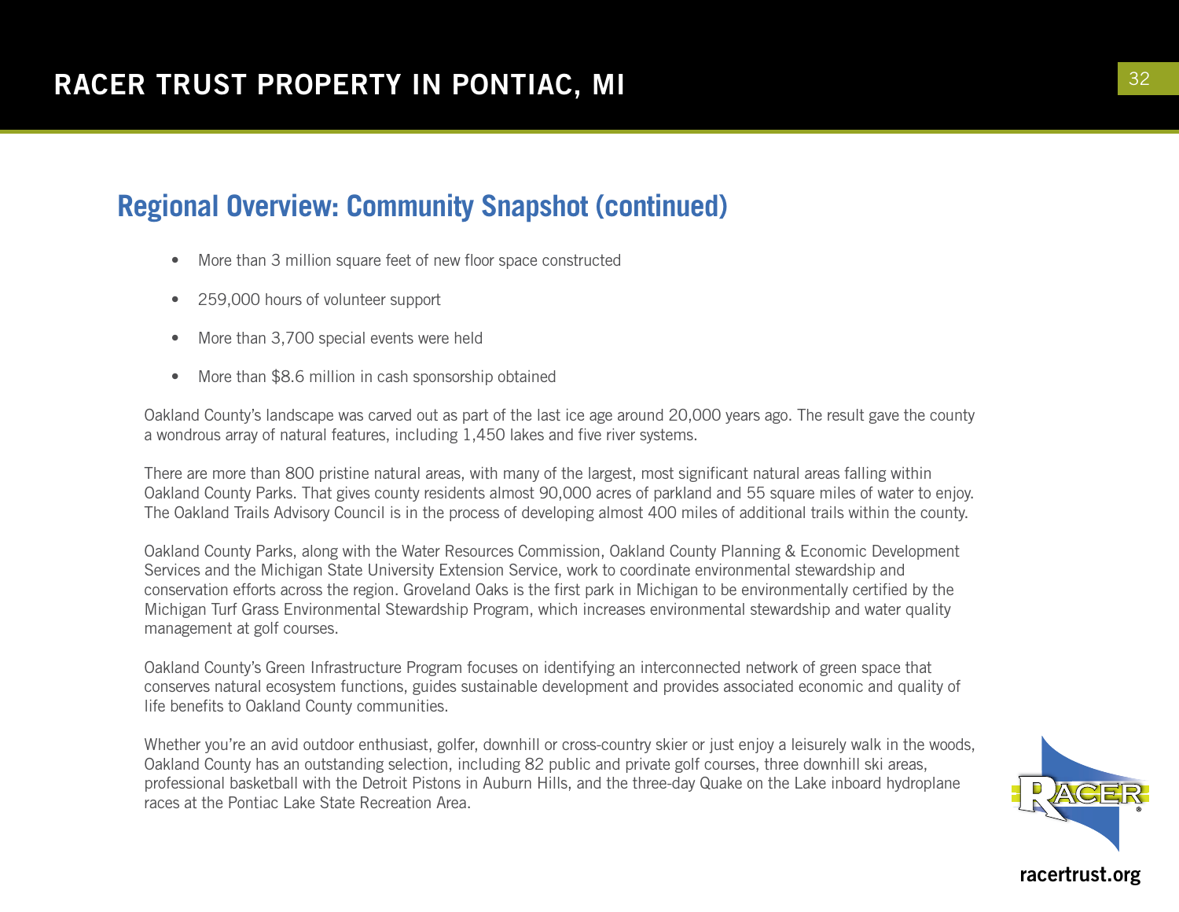## Regional Overview: Community Snapshot (continued)

- More than 3 million square feet of new floor space constructed
- 259,000 hours of volunteer support
- More than 3,700 special events were held
- More than $8.6 million in cash sponsorship obtained

Oakland County's landscape was carved out as part of the last ice age around 20,000 years ago. The result gave the county a wondrous array of natural features, including 1,450 lakes and five river systems.

There are more than 800 pristine natural areas, with many of the largest, most significant natural areas falling within Oakland County Parks. That gives county residents almost 90,000 acres of parkland and 55 square miles of water to enjoy. The Oakland Trails Advisory Council is in the process of developing almost 400 miles of additional trails within the county.

Oakland County Parks, along with the Water Resources Commission, Oakland County Planning & Economic Development Services and the Michigan State University Extension Service, work to coordinate environmental stewardship and conservation efforts across the region. Groveland Oaks is the first park in Michigan to be environmentally certified by the Michigan Turf Grass Environmental Stewardship Program, which increases environmental stewardship and water quality management at golf courses.

Oakland County's Green Infrastructure Program focuses on identifying an interconnected network of green space that conserves natural ecosystem functions, guides sustainable development and provides associated economic and quality of life benefits to Oakland County communities.

Whether you're an avid outdoor enthusiast, golfer, downhill or cross-country skier or just enjoy a leisurely walk in the woods, Oakland County has an outstanding selection, including 82 public and private golf courses, three downhill ski areas, professional basketball with the Detroit Pistons in Auburn Hills, and the three-day Quake on the Lake inboard hydroplane races at the Pontiac Lake State Recreation Area.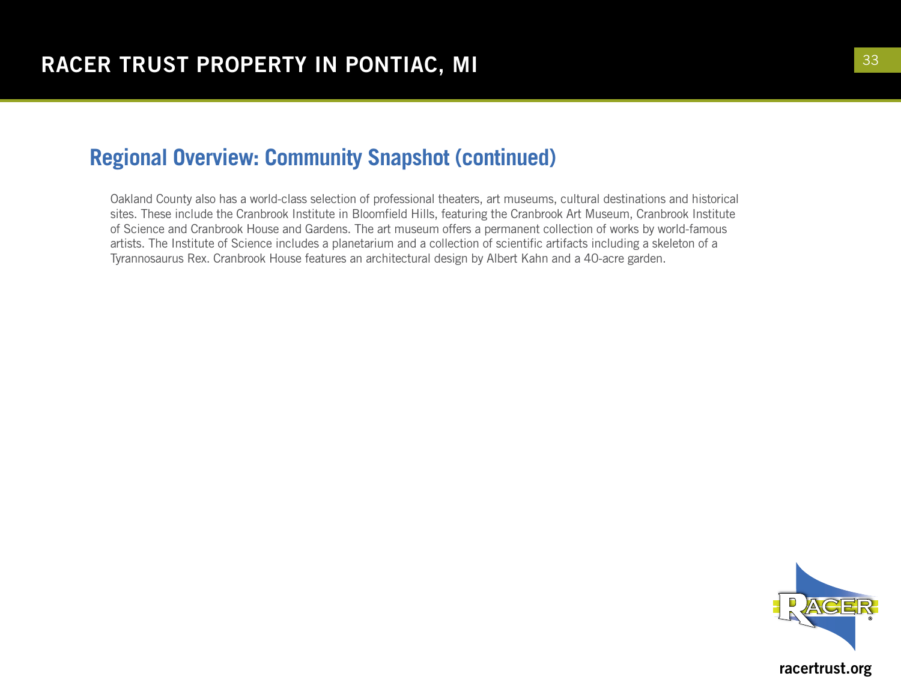## Regional Overview: Community Snapshot (continued)

Oakland County also has a world-class selection of professional theaters, art museums, cultural destinations and historical sites. These include the Cranbrook Institute in Bloomfield Hills, featuring the Cranbrook Art Museum, Cranbrook Institute of Science and Cranbrook House and Gardens. The art museum offers a permanent collection of works by world-famous artists. The Institute of Science includes a planetarium and a collection of scientific artifacts including a skeleton of a Tyrannosaurus Rex. Cranbrook House features an architectural design by Albert Kahn and a 40-acre garden.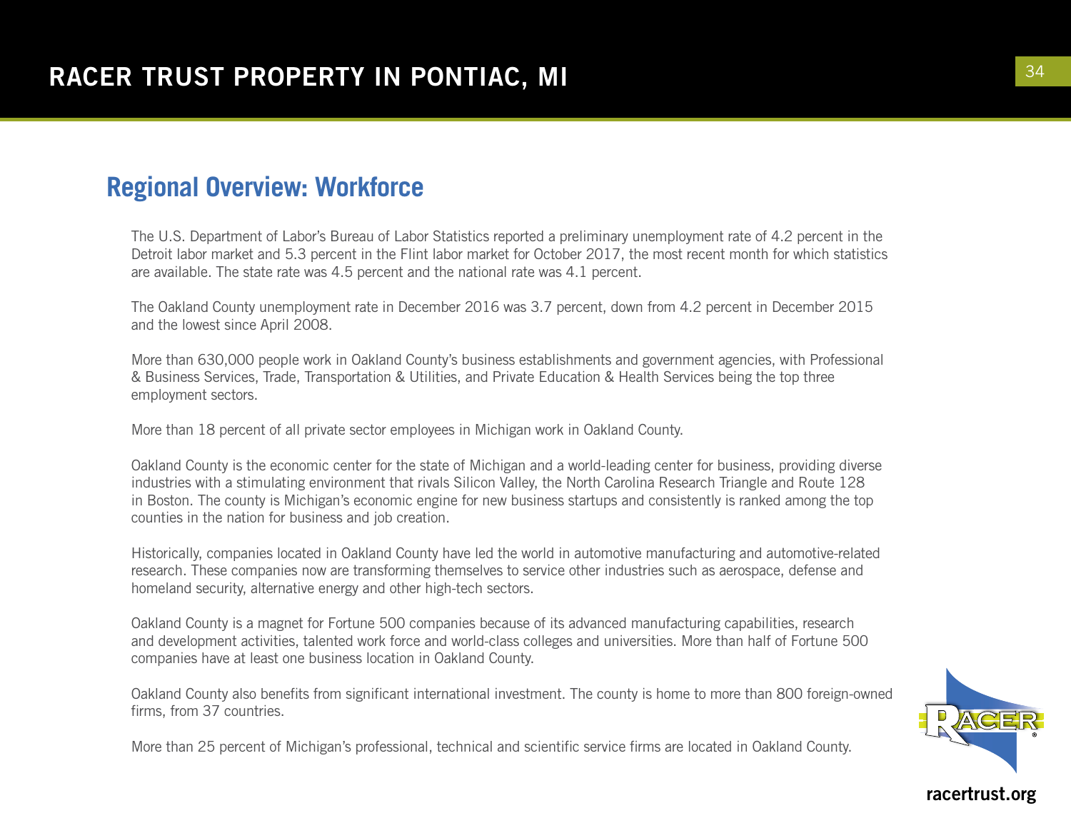## Regional Overview: Workforce

The U.S. Department of Labor's Bureau of Labor Statistics reported a preliminary unemployment rate of 4.2 percent in the Detroit labor market and 5.3 percent in the Flint labor market for October 2017, the most recent month for which statistics are available. The state rate was 4.5 percent and the national rate was 4.1 percent.

The Oakland County unemployment rate in December 2016 was 3.7 percent, down from 4.2 percent in December 2015 and the lowest since April 2008.

More than 630,000 people work in Oakland County's business establishments and government agencies, with Professional & Business Services, Trade, Transportation & Utilities, and Private Education & Health Services being the top three employment sectors.

More than 18 percent of all private sector employees in Michigan work in Oakland County.

Oakland County is the economic center for the state of Michigan and a world-leading center for business, providing diverse industries with a stimulating environment that rivals Silicon Valley, the North Carolina Research Triangle and Route 128 in Boston. The county is Michigan's economic engine for new business startups and consistently is ranked among the top counties in the nation for business and job creation.

Historically, companies located in Oakland County have led the world in automotive manufacturing and automotive-related research. These companies now are transforming themselves to service other industries such as aerospace, defense and homeland security, alternative energy and other high-tech sectors.

Oakland County is a magnet for Fortune 500 companies because of its advanced manufacturing capabilities, research and development activities, talented work force and world-class colleges and universities. More than half of Fortune 500 companies have at least one business location in Oakland County.

Oakland County also benefits from significant international investment. The county is home to more than 800 foreign-owned firms, from 37 countries.

More than 25 percent of Michigan's professional, technical and scientific service firms are located in Oakland County.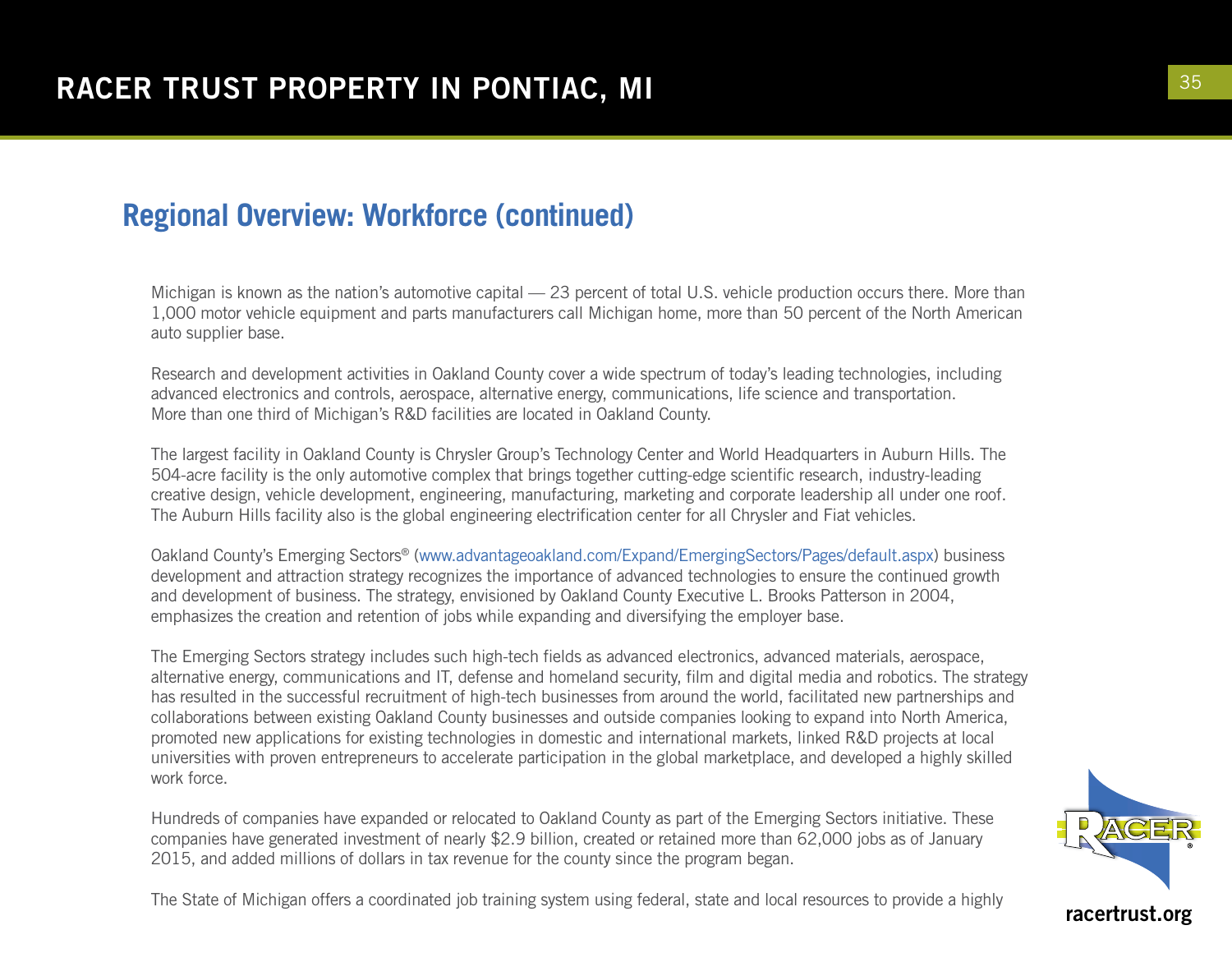## Regional Overview: Workforce (continued)

Michigan is known as the nation's automotive capital — 23 percent of total U.S. vehicle production occurs there. More than 1,000 motor vehicle equipment and parts manufacturers call Michigan home, more than 50 percent of the North American auto supplier base.

Research and development activities in Oakland County cover a wide spectrum of today's leading technologies, including advanced electronics and controls, aerospace, alternative energy, communications, life science and transportation. More than one third of Michigan's R&D facilities are located in Oakland County.

The largest facility in Oakland County is Chrysler Group's Technology Center and World Headquarters in Auburn Hills. The 504-acre facility is the only automotive complex that brings together cutting-edge scientific research, industry-leading creative design, vehicle development, engineering, manufacturing, marketing and corporate leadership all under one roof. The Auburn Hills facility also is the global engineering electrification center for all Chrysler and Fiat vehicles.

Oakland County's Emerging Sectors® (www.advantageoakland.com/Expand/EmergingSectors/Pages/default.aspx) business development and attraction strategy recognizes the importance of advanced technologies to ensure the continued growth and development of business. The strategy, envisioned by Oakland County Executive L. Brooks Patterson in 2004, emphasizes the creation and retention of jobs while expanding and diversifying the employer base.

The Emerging Sectors strategy includes such high-tech fields as advanced electronics, advanced materials, aerospace, alternative energy, communications and IT, defense and homeland security, film and digital media and robotics. The strategy has resulted in the successful recruitment of high-tech businesses from around the world, facilitated new partnerships and collaborations between existing Oakland County businesses and outside companies looking to expand into North America, promoted new applications for existing technologies in domestic and international markets, linked R&D projects at local universities with proven entrepreneurs to accelerate participation in the global marketplace, and developed a highly skilled work force.

Hundreds of companies have expanded or relocated to Oakland County as part of the Emerging Sectors initiative. These companies have generated investment of nearly $2.9 billion, created or retained more than 62,000 jobs as of January 2015, and added millions of dollars in tax revenue for the county since the program began.

The State of Michigan offers a coordinated job training system using federal, state and local resources to provide a highly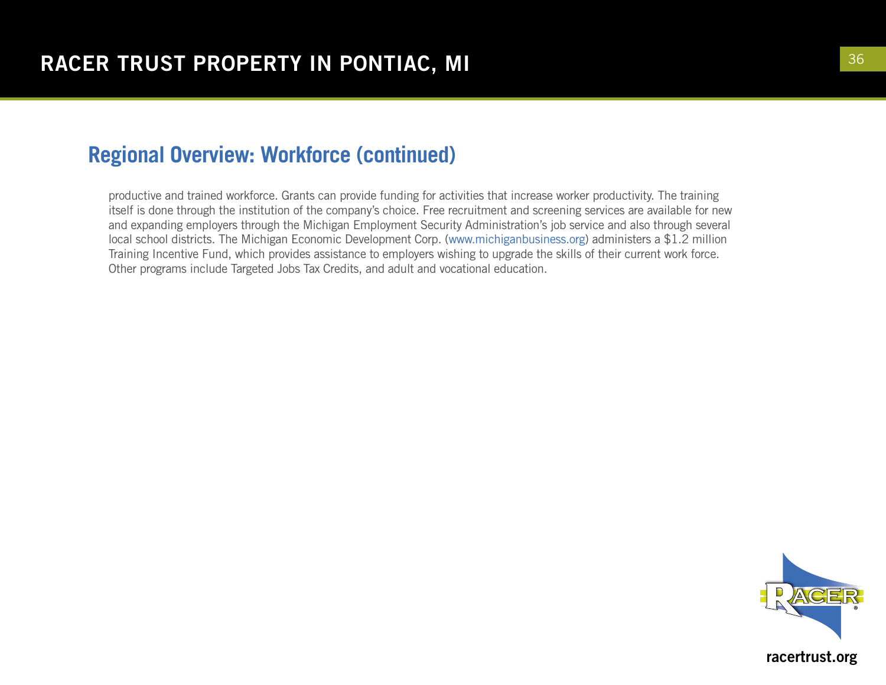## Regional Overview: Workforce (continued)

productive and trained workforce. Grants can provide funding for activities that increase worker productivity. The training itself is done through the institution of the company's choice. Free recruitment and screening services are available for new and expanding employers through the Michigan Employment Security Administration's job service and also through several local school districts. The Michigan Economic Development Corp. (www.michiganbusiness.org) administers a $1.2 million Training Incentive Fund, which provides assistance to employers wishing to upgrade the skills of their current work force. Other programs include Targeted Jobs Tax Credits, and adult and vocational education.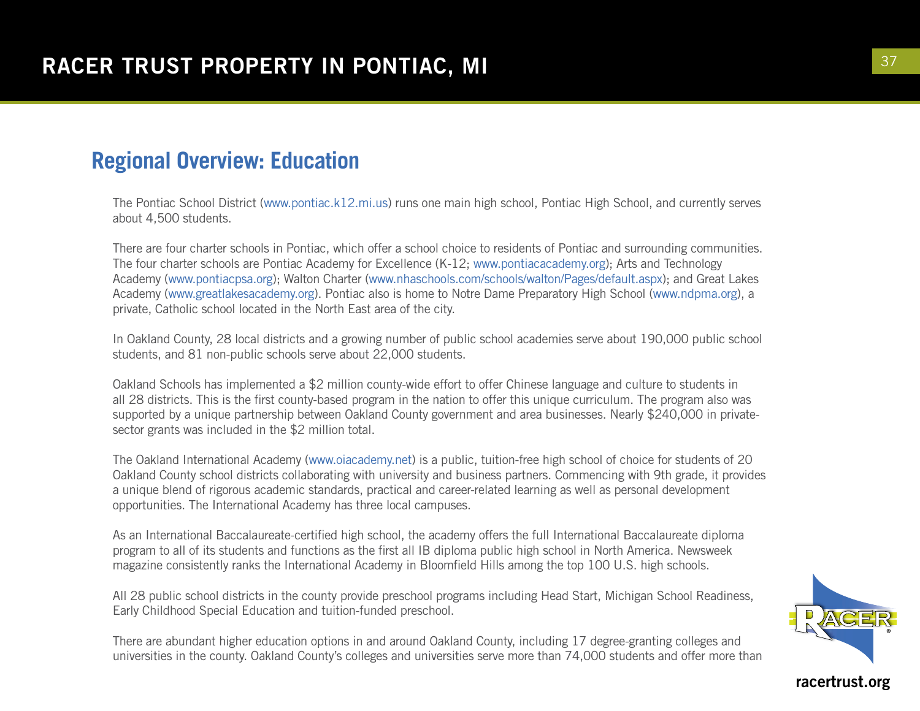## Regional Overview: Education

The Pontiac School District (www.pontiac.k12.mi.us) runs one main high school, Pontiac High School, and currently serves about 4,500 students.

There are four charter schools in Pontiac, which offer a school choice to residents of Pontiac and surrounding communities. The four charter schools are Pontiac Academy for Excellence (K-12; www.pontiacacademy.org); Arts and Technology Academy (www.pontiacpsa.org); Walton Charter (www.nhaschools.com/schools/walton/Pages/default.aspx); and Great Lakes Academy (www.greatlakesacademy.org). Pontiac also is home to Notre Dame Preparatory High School (www.ndpma.org), a private, Catholic school located in the North East area of the city.

In Oakland County, 28 local districts and a growing number of public school academies serve about 190,000 public school students, and 81 non-public schools serve about 22,000 students.

Oakland Schools has implemented a $2 million county-wide effort to offer Chinese language and culture to students in all 28 districts. This is the first county-based program in the nation to offer this unique curriculum. The program also was supported by a unique partnership between Oakland County government and area businesses. Nearly $240,000 in private-sector grants was included in the $2 million total.

The Oakland International Academy (www.oiacademy.net) is a public, tuition-free high school of choice for students of 20 Oakland County school districts collaborating with university and business partners. Commencing with 9th grade, it provides a unique blend of rigorous academic standards, practical and career-related learning as well as personal development opportunities. The International Academy has three local campuses.

As an International Baccalaureate-certified high school, the academy offers the full International Baccalaureate diploma program to all of its students and functions as the first all IB diploma public high school in North America. Newsweek magazine consistently ranks the International Academy in Bloomfield Hills among the top 100 U.S. high schools.

All 28 public school districts in the county provide preschool programs including Head Start, Michigan School Readiness, Early Childhood Special Education and tuition-funded preschool.

There are abundant higher education options in and around Oakland County, including 17 degree-granting colleges and universities in the county. Oakland County's colleges and universities serve more than 74,000 students and offer more than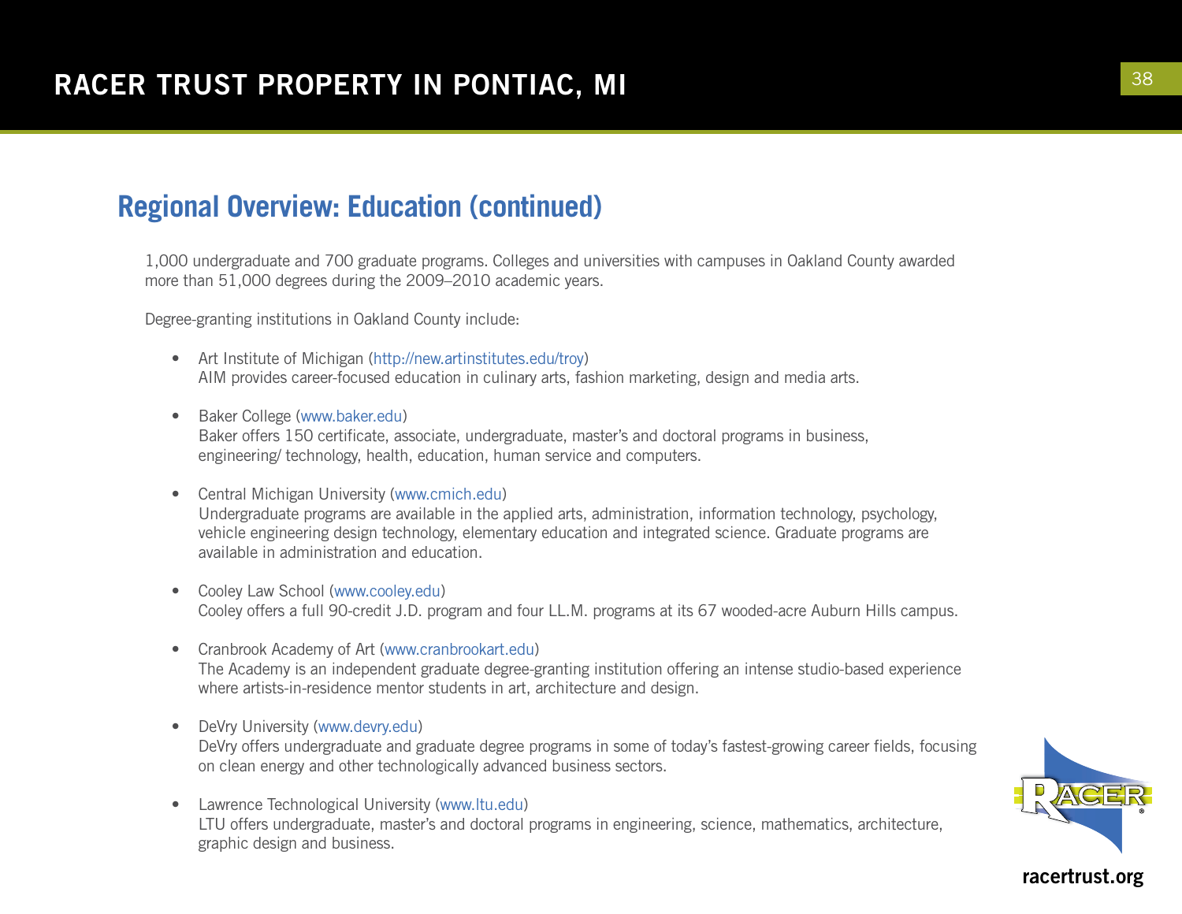## Regional Overview: Education (continued)

1,000 undergraduate and 700 graduate programs. Colleges and universities with campuses in Oakland County awarded more than 51,000 degrees during the 2009–2010 academic years.

Degree-granting institutions in Oakland County include:

- Art Institute of Michigan (http://new.artinstitutes.edu/troy)
  AIM provides career-focused education in culinary arts, fashion marketing, design and media arts.

- Baker College (www.baker.edu)
  Baker offers 150 certificate, associate, undergraduate, master's and doctoral programs in business, engineering/ technology, health, education, human service and computers.

- Central Michigan University (www.cmich.edu)
  Undergraduate programs are available in the applied arts, administration, information technology, psychology, vehicle engineering design technology, elementary education and integrated science. Graduate programs are available in administration and education.

- Cooley Law School (www.cooley.edu)
  Cooley offers a full 90-credit J.D. program and four LL.M. programs at its 67 wooded-acre Auburn Hills campus.

- Cranbrook Academy of Art (www.cranbrookart.edu)
  The Academy is an independent graduate degree-granting institution offering an intense studio-based experience where artists-in-residence mentor students in art, architecture and design.

- DeVry University (www.devry.edu)
  DeVry offers undergraduate and graduate degree programs in some of today's fastest-growing career fields, focusing on clean energy and other technologically advanced business sectors.

- Lawrence Technological University (www.ltu.edu)
  LTU offers undergraduate, master's and doctoral programs in engineering, science, mathematics, architecture, graphic design and business.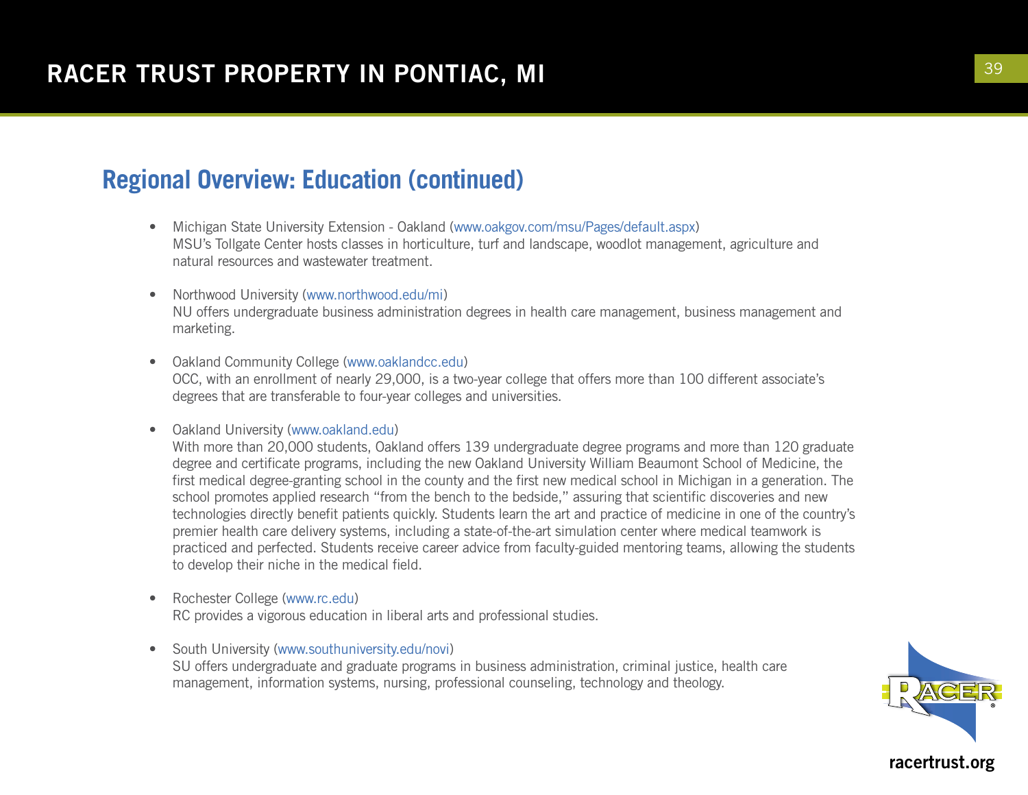## Regional Overview: Education (continued)

- Michigan State University Extension - Oakland (www.oakgov.com/msu/Pages/default.aspx)
  MSU's Tollgate Center hosts classes in horticulture, turf and landscape, woodlot management, agriculture and natural resources and wastewater treatment.

- Northwood University (www.northwood.edu/mi)
  NU offers undergraduate business administration degrees in health care management, business management and marketing.

- Oakland Community College (www.oaklandcc.edu)
  OCC, with an enrollment of nearly 29,000, is a two-year college that offers more than 100 different associate's degrees that are transferable to four-year colleges and universities.

- Oakland University (www.oakland.edu)
  With more than 20,000 students, Oakland offers 139 undergraduate degree programs and more than 120 graduate degree and certificate programs, including the new Oakland University William Beaumont School of Medicine, the first medical degree-granting school in the county and the first new medical school in Michigan in a generation. The school promotes applied research "from the bench to the bedside," assuring that scientific discoveries and new technologies directly benefit patients quickly. Students learn the art and practice of medicine in one of the country's premier health care delivery systems, including a state-of-the-art simulation center where medical teamwork is practiced and perfected. Students receive career advice from faculty-guided mentoring teams, allowing the students to develop their niche in the medical field.

- Rochester College (www.rc.edu)
  RC provides a vigorous education in liberal arts and professional studies.

- South University (www.southuniversity.edu/novi)
  SU offers undergraduate and graduate programs in business administration, criminal justice, health care management, information systems, nursing, professional counseling, technology and theology.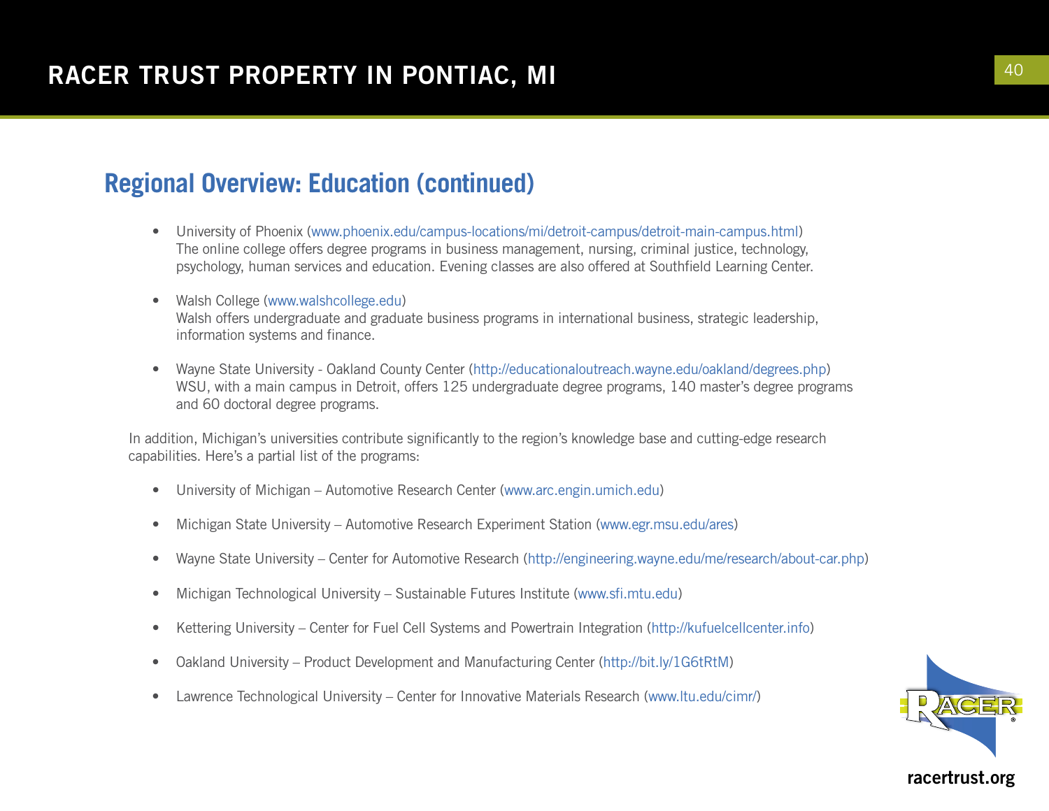## Regional Overview: Education (continued)

- University of Phoenix (www.phoenix.edu/campus-locations/mi/detroit-campus/detroit-main-campus.html)
  The online college offers degree programs in business management, nursing, criminal justice, technology, psychology, human services and education. Evening classes are also offered at Southfield Learning Center.

- Walsh College (www.walshcollege.edu)
  Walsh offers undergraduate and graduate business programs in international business, strategic leadership, information systems and finance.

- Wayne State University - Oakland County Center (http://educationaloutreach.wayne.edu/oakland/degrees.php)
  WSU, with a main campus in Detroit, offers 125 undergraduate degree programs, 140 master's degree programs and 60 doctoral degree programs.

In addition, Michigan's universities contribute significantly to the region's knowledge base and cutting-edge research capabilities. Here's a partial list of the programs:

- University of Michigan – Automotive Research Center (www.arc.engin.umich.edu)
- Michigan State University – Automotive Research Experiment Station (www.egr.msu.edu/ares)
- Wayne State University – Center for Automotive Research (http://engineering.wayne.edu/me/research/about-car.php)
- Michigan Technological University – Sustainable Futures Institute (www.sfi.mtu.edu)
- Kettering University – Center for Fuel Cell Systems and Powertrain Integration (http://kufuelcellcenter.info)
- Oakland University – Product Development and Manufacturing Center (http://bit.ly/1G6tRtM)
- Lawrence Technological University – Center for Innovative Materials Research (www.ltu.edu/cimr/)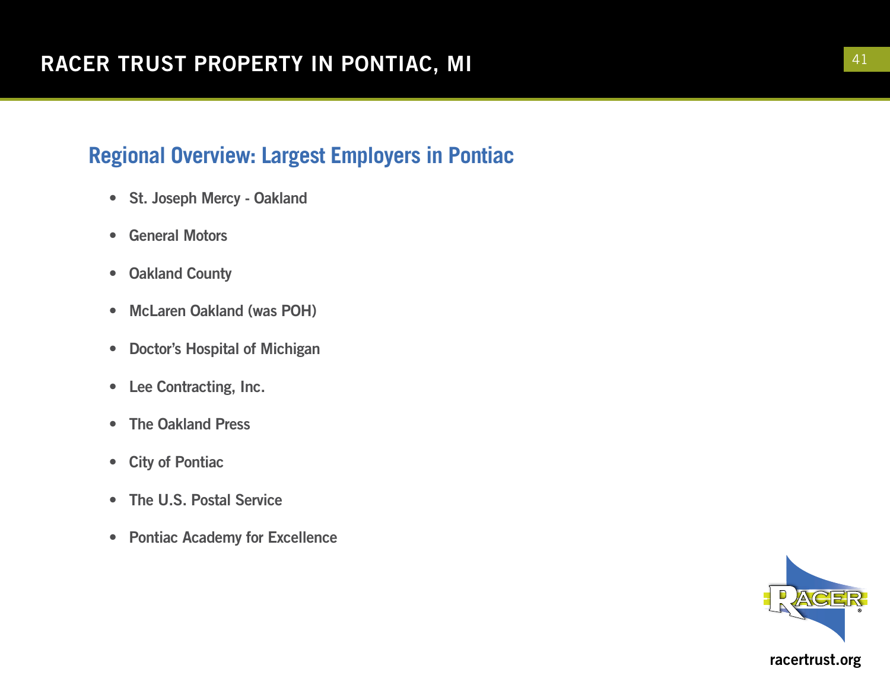# RACER TRUST PROPERTY IN PONTIAC, MI

## Regional Overview: Largest Employers in Pontiac

- St. Joseph Mercy - Oakland
- General Motors
- Oakland County
- McLaren Oakland (was POH)
- Doctor's Hospital of Michigan
- Lee Contracting, Inc.
- The Oakland Press
- City of Pontiac
- The U.S. Postal Service
- Pontiac Academy for Excellence

racertrust.org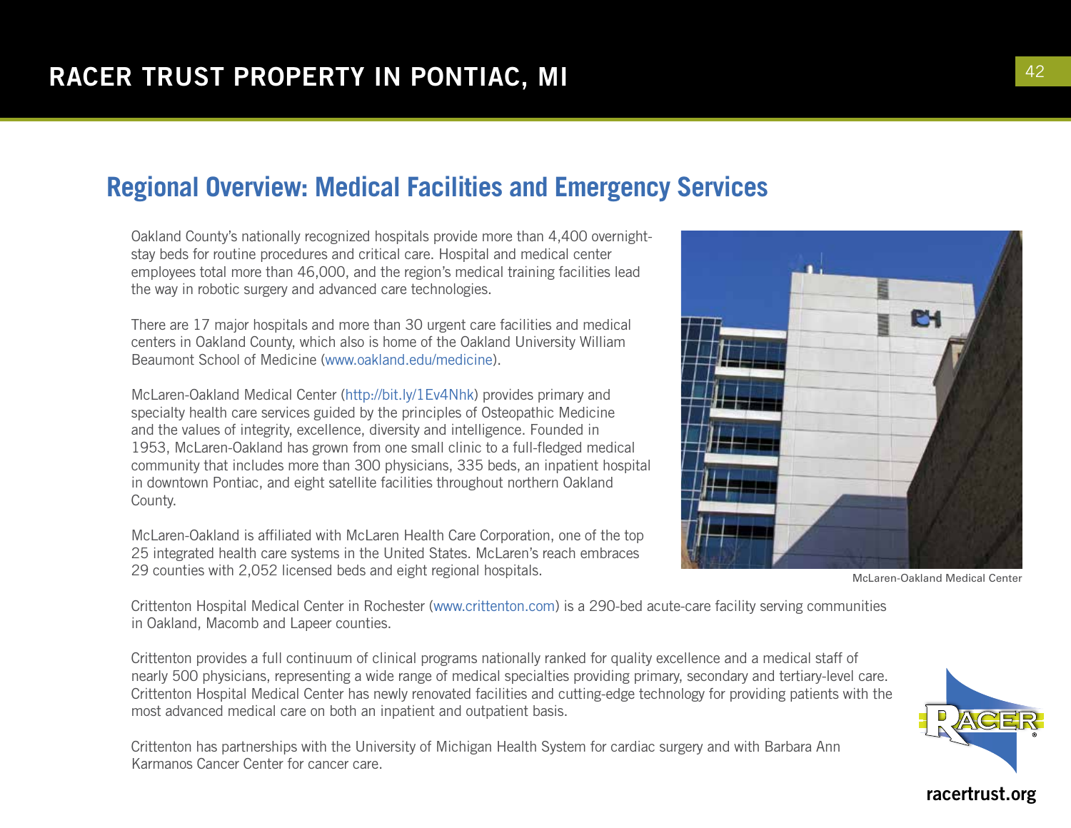## Regional Overview: Medical Facilities and Emergency Services

Oakland County's nationally recognized hospitals provide more than 4,400 overnight-stay beds for routine procedures and critical care. Hospital and medical center employees total more than 46,000, and the region's medical training facilities lead the way in robotic surgery and advanced care technologies.

There are 17 major hospitals and more than 30 urgent care facilities and medical centers in Oakland County, which also is home of the Oakland University William Beaumont School of Medicine (www.oakland.edu/medicine).

McLaren-Oakland Medical Center (http://bit.ly/1Ev4Nhk) provides primary and specialty health care services guided by the principles of Osteopathic Medicine and the values of integrity, excellence, diversity and intelligence. Founded in 1953, McLaren-Oakland has grown from one small clinic to a full-fledged medical community that includes more than 300 physicians, 335 beds, an inpatient hospital in downtown Pontiac, and eight satellite facilities throughout northern Oakland County.

McLaren-Oakland is affiliated with McLaren Health Care Corporation, one of the top 25 integrated health care systems in the United States. McLaren's reach embraces 29 counties with 2,052 licensed beds and eight regional hospitals.

McLaren-Oakland Medical Center

Crittenton Hospital Medical Center in Rochester (www.crittenton.com) is a 290-bed acute-care facility serving communities in Oakland, Macomb and Lapeer counties.

Crittenton provides a full continuum of clinical programs nationally ranked for quality excellence and a medical staff of nearly 500 physicians, representing a wide range of medical specialties providing primary, secondary and tertiary-level care. Crittenton Hospital Medical Center has newly renovated facilities and cutting-edge technology for providing patients with the most advanced medical care on both an inpatient and outpatient basis.

Crittenton has partnerships with the University of Michigan Health System for cardiac surgery and with Barbara Ann Karmanos Cancer Center for cancer care.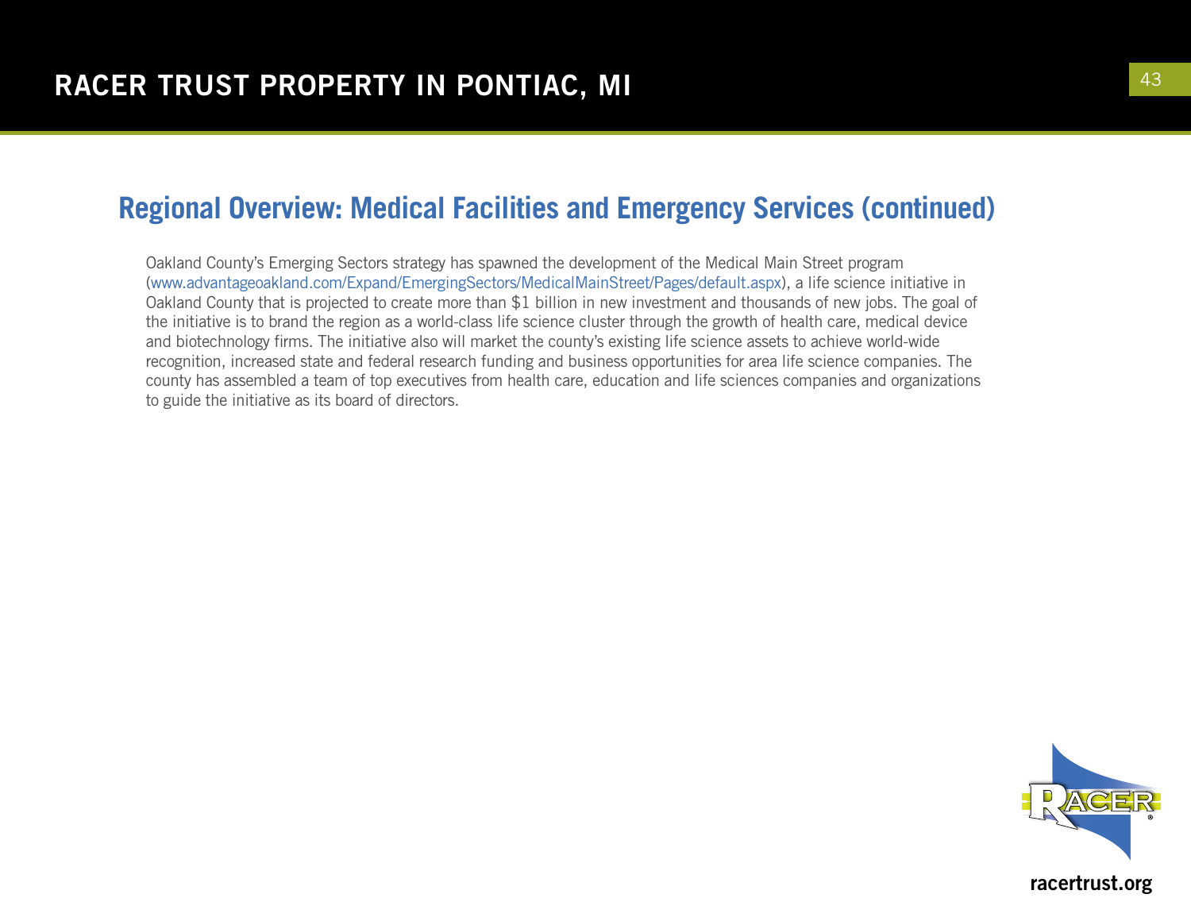## Regional Overview: Medical Facilities and Emergency Services (continued)

Oakland County's Emerging Sectors strategy has spawned the development of the Medical Main Street program (www.advantageoakland.com/Expand/EmergingSectors/MedicalMainStreet/Pages/default.aspx), a life science initiative in Oakland County that is projected to create more than $1 billion in new investment and thousands of new jobs. The goal of the initiative is to brand the region as a world-class life science cluster through the growth of health care, medical device and biotechnology firms. The initiative also will market the county's existing life science assets to achieve world-wide recognition, increased state and federal research funding and business opportunities for area life science companies. The county has assembled a team of top executives from health care, education and life sciences companies and organizations to guide the initiative as its board of directors.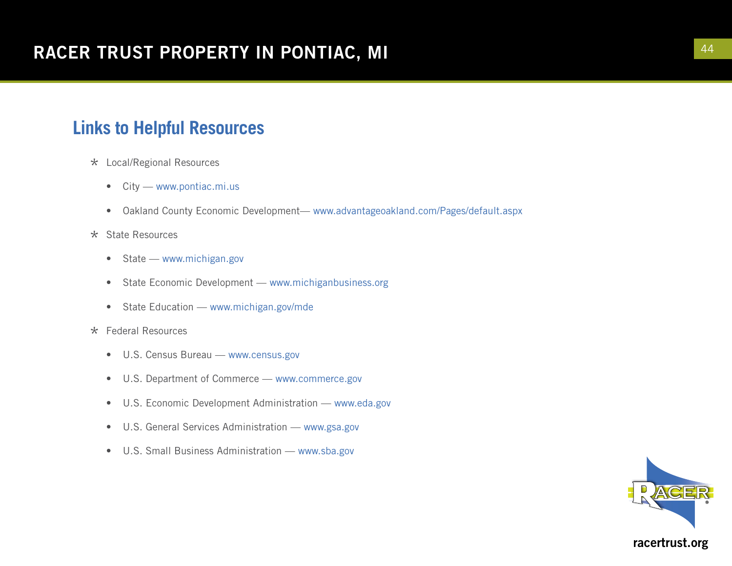# RACER TRUST PROPERTY IN PONTIAC, MI

## Links to Helpful Resources

* Local/Regional Resources
  - City — www.pontiac.mi.us
  - Oakland County Economic Development— www.advantageoakland.com/Pages/default.aspx
* State Resources
  - State — www.michigan.gov
  - State Economic Development — www.michiganbusiness.org
  - State Education — www.michigan.gov/mde
* Federal Resources
  - U.S. Census Bureau — www.census.gov
  - U.S. Department of Commerce — www.commerce.gov
  - U.S. Economic Development Administration — www.eda.gov
  - U.S. General Services Administration — www.gsa.gov
  - U.S. Small Business Administration — www.sba.gov

racertrust.org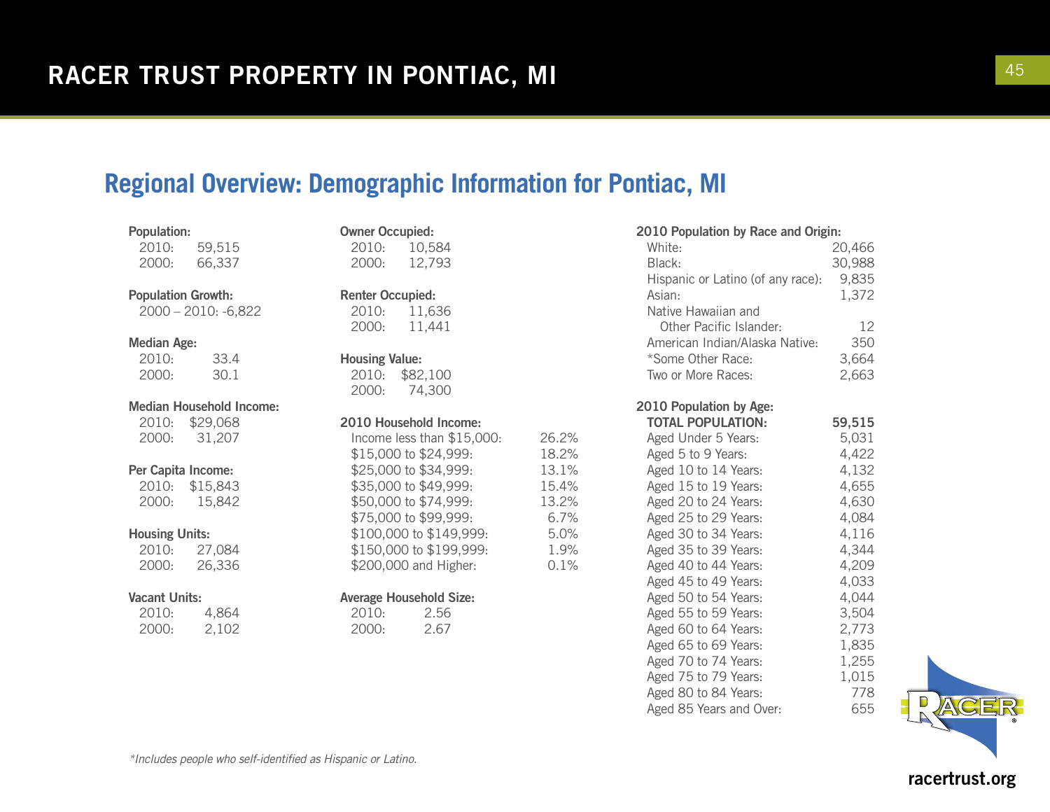## Regional Overview: Demographic Information for Pontiac, MI

**Population:**

| | |
|---|---|
| 2010: | 59,515 |
| 2000: | 66,337 |

**Population Growth:**

2000 – 2010: -6,822

**Median Age:**

| | |
|---|---|
| 2010: | 33.4 |
| 2000: | 30.1 |

**Median Household Income:**

| | |
|---|---|
| 2010: | $29,068 |
| 2000: | 31,207 |

**Per Capita Income:**

| | |
|---|---|
| 2010: | $15,843 |
| 2000: | 15,842 |

**Housing Units:**

| | |
|---|---|
| 2010: | 27,084 |
| 2000: | 26,336 |

**Vacant Units:**

| | |
|---|---|
| 2010: | 4,864 |
| 2000: | 2,102 |

**Owner Occupied:**

| | |
|---|---|
| 2010: | 10,584 |
| 2000: | 12,793 |

**Renter Occupied:**

| | |
|---|---|
| 2010: | 11,636 |
| 2000: | 11,441 |

**Housing Value:**

| | |
|---|---|
| 2010: | $82,100 |
| 2000: | 74,300 |

**2010 Household Income:**

| | |
|---|---|
| Income less than $15,000: | 26.2% |
| $15,000 to $24,999: | 18.2% |
| $25,000 to $34,999: | 13.1% |
| $35,000 to $49,999: | 15.4% |
| $50,000 to $74,999: | 13.2% |
| $75,000 to $99,999: | 6.7% |
| $100,000 to $149,999: | 5.0% |
| $150,000 to $199,999: | 1.9% |
| $200,000 and Higher: | 0.1% |

**Average Household Size:**

| | |
|---|---|
| 2010: | 2.56 |
| 2000: | 2.67 |

**2010 Population by Race and Origin:**

| | |
|---|---|
| White: | 20,466 |
| Black: | 30,988 |
| Hispanic or Latino (of any race): | 9,835 |
| Asian: | 1,372 |
| Native Hawaiian and Other Pacific Islander: | 12 |
| American Indian/Alaska Native: | 350 |
| *Some Other Race: | 3,664 |
| Two or More Races: | 2,663 |

**2010 Population by Age:**

| | |
|---|---|
| **TOTAL POPULATION:** | **59,515** |
| Aged Under 5 Years: | 5,031 |
| Aged 5 to 9 Years: | 4,422 |
| Aged 10 to 14 Years: | 4,132 |
| Aged 15 to 19 Years: | 4,655 |
| Aged 20 to 24 Years: | 4,630 |
| Aged 25 to 29 Years: | 4,084 |
| Aged 30 to 34 Years: | 4,116 |
| Aged 35 to 39 Years: | 4,344 |
| Aged 40 to 44 Years: | 4,209 |
| Aged 45 to 49 Years: | 4,033 |
| Aged 50 to 54 Years: | 4,044 |
| Aged 55 to 59 Years: | 3,504 |
| Aged 60 to 64 Years: | 2,773 |
| Aged 65 to 69 Years: | 1,835 |
| Aged 70 to 74 Years: | 1,255 |
| Aged 75 to 79 Years: | 1,015 |
| Aged 80 to 84 Years: | 778 |
| Aged 85 Years and Over: | 655 |

*Includes people who self-identified as Hispanic or Latino.*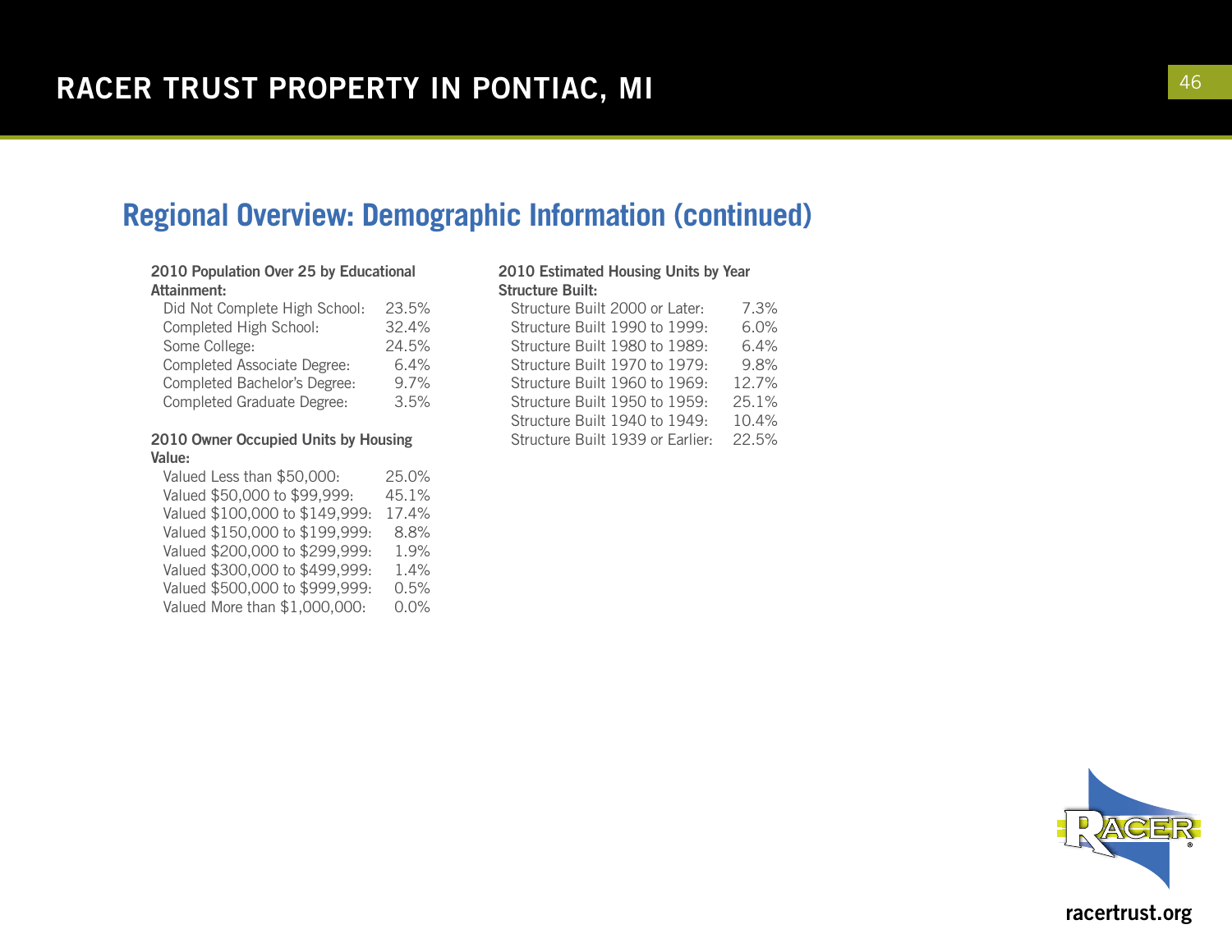## Regional Overview: Demographic Information (continued)

**2010 Population Over 25 by Educational Attainment:**

| | |
|---|---|
| Did Not Complete High School: | 23.5% |
| Completed High School: | 32.4% |
| Some College: | 24.5% |
| Completed Associate Degree: | 6.4% |
| Completed Bachelor's Degree: | 9.7% |
| Completed Graduate Degree: | 3.5% |

**2010 Owner Occupied Units by Housing Value:**

| | |
|---|---|
| Valued Less than $50,000: | 25.0% |
| Valued $50,000 to $99,999: | 45.1% |
| Valued $100,000 to $149,999: | 17.4% |
| Valued $150,000 to $199,999: | 8.8% |
| Valued $200,000 to $299,999: | 1.9% |
| Valued $300,000 to $499,999: | 1.4% |
| Valued $500,000 to $999,999: | 0.5% |
| Valued More than $1,000,000: | 0.0% |

**2010 Estimated Housing Units by Year Structure Built:**

| | |
|---|---|
| Structure Built 2000 or Later: | 7.3% |
| Structure Built 1990 to 1999: | 6.0% |
| Structure Built 1980 to 1989: | 6.4% |
| Structure Built 1970 to 1979: | 9.8% |
| Structure Built 1960 to 1969: | 12.7% |
| Structure Built 1950 to 1959: | 25.1% |
| Structure Built 1940 to 1949: | 10.4% |
| Structure Built 1939 or Earlier: | 22.5% |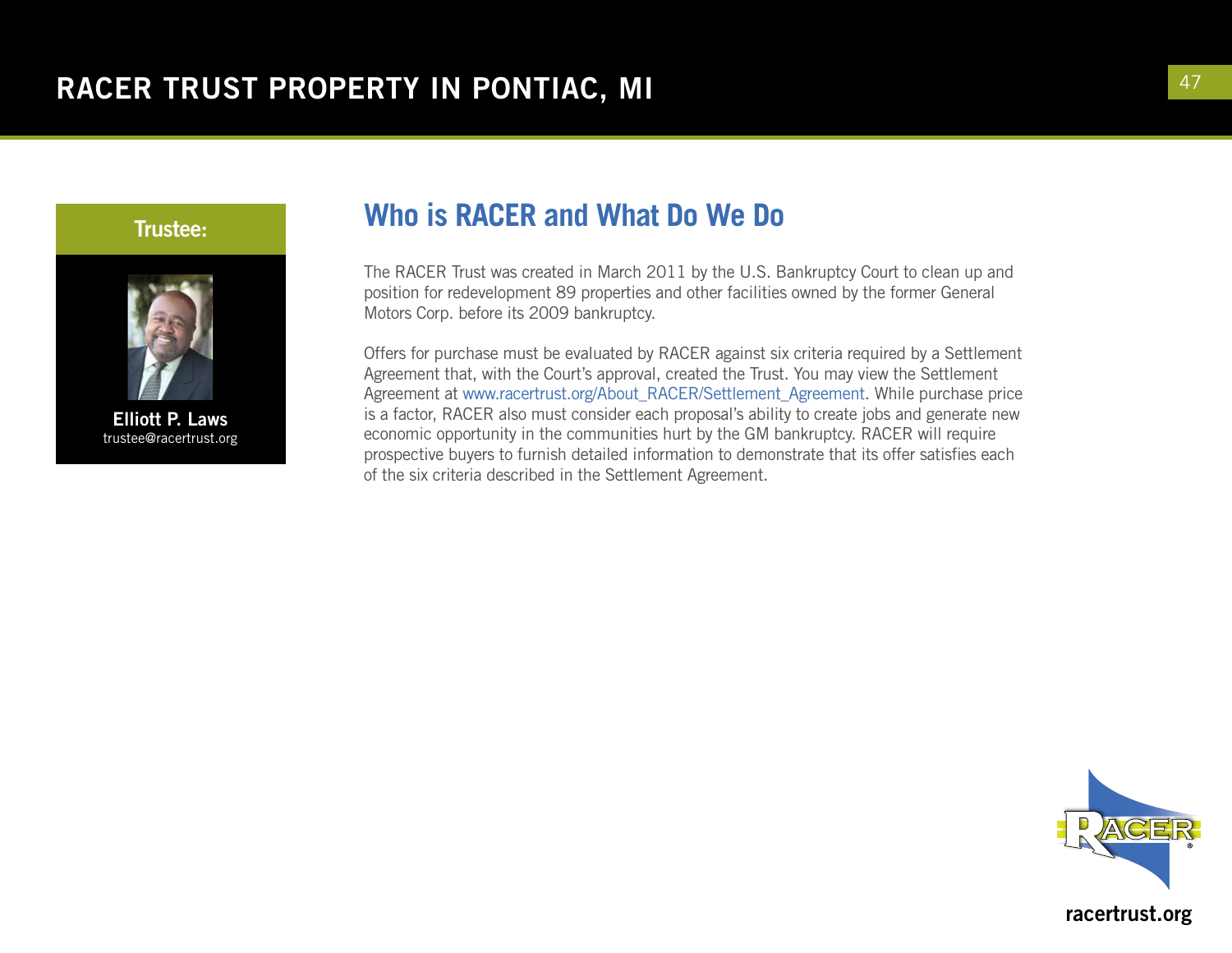# RACER TRUST PROPERTY IN PONTIAC, MI

**Trustee:**

**Elliott P. Laws**
trustee@racertrust.org

## Who is RACER and What Do We Do

The RACER Trust was created in March 2011 by the U.S. Bankruptcy Court to clean up and position for redevelopment 89 properties and other facilities owned by the former General Motors Corp. before its 2009 bankruptcy.

Offers for purchase must be evaluated by RACER against six criteria required by a Settlement Agreement that, with the Court's approval, created the Trust. You may view the Settlement Agreement at www.racertrust.org/About_RACER/Settlement_Agreement. While purchase price is a factor, RACER also must consider each proposal's ability to create jobs and generate new economic opportunity in the communities hurt by the GM bankruptcy. RACER will require prospective buyers to furnish detailed information to demonstrate that its offer satisfies each of the six criteria described in the Settlement Agreement.

racertrust.org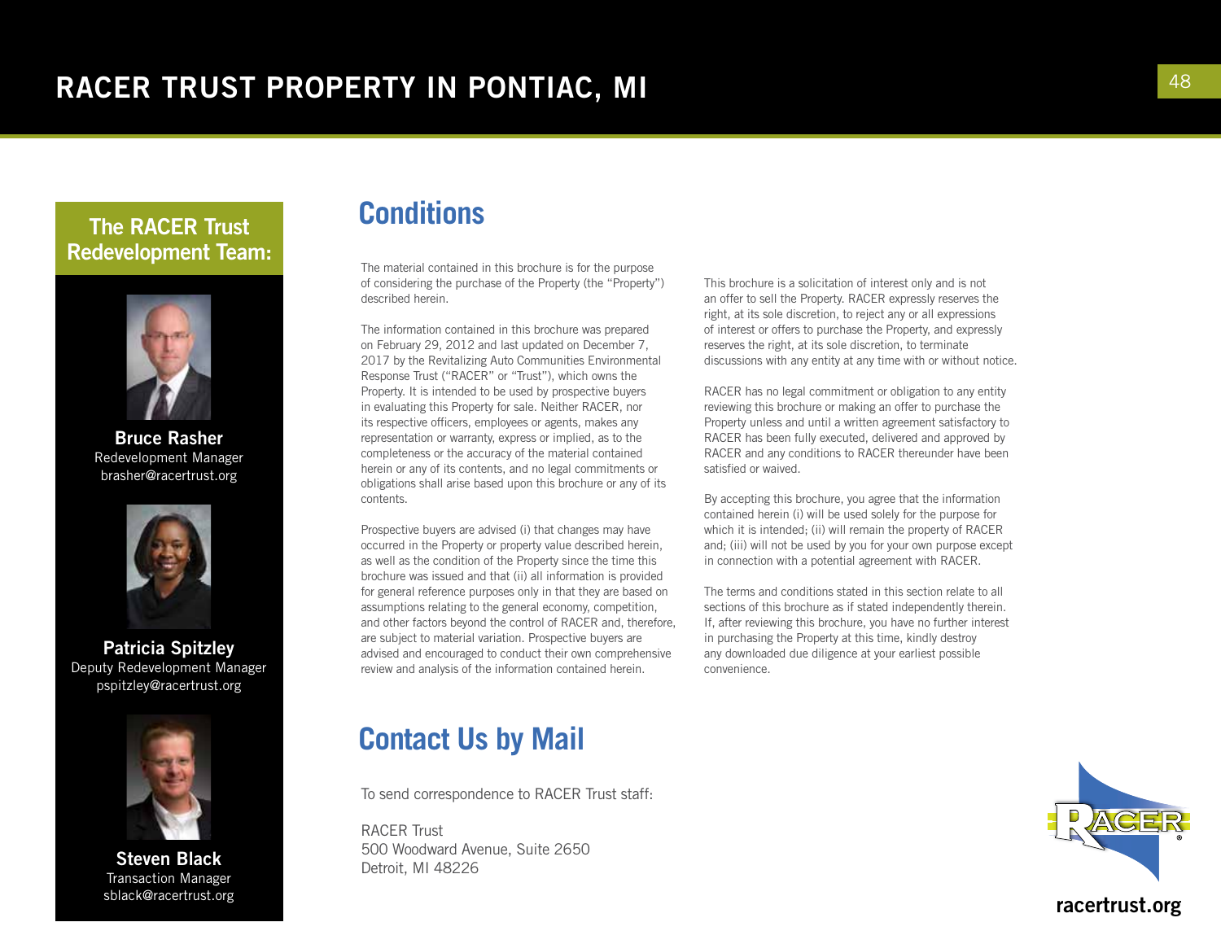## The RACER Trust Redevelopment Team:

**Bruce Rasher**
Redevelopment Manager
brasher@racertrust.org

**Patricia Spitzley**
Deputy Redevelopment Manager
pspitzley@racertrust.org

**Steven Black**
Transaction Manager
sblack@racertrust.org

# Conditions

The material contained in this brochure is for the purpose of considering the purchase of the Property (the "Property") described herein.

The information contained in this brochure was prepared on February 29, 2012 and last updated on December 7, 2017 by the Revitalizing Auto Communities Environmental Response Trust ("RACER" or "Trust"), which owns the Property. It is intended to be used by prospective buyers in evaluating this Property for sale. Neither RACER, nor its respective officers, employees or agents, makes any representation or warranty, express or implied, as to the completeness or the accuracy of the material contained herein or any of its contents, and no legal commitments or obligations shall arise based upon this brochure or any of its contents.

Prospective buyers are advised (i) that changes may have occurred in the Property or property value described herein, as well as the condition of the Property since the time this brochure was issued and that (ii) all information is provided for general reference purposes only in that they are based on assumptions relating to the general economy, competition, and other factors beyond the control of RACER and, therefore, are subject to material variation. Prospective buyers are advised and encouraged to conduct their own comprehensive review and analysis of the information contained herein.

This brochure is a solicitation of interest only and is not an offer to sell the Property. RACER expressly reserves the right, at its sole discretion, to reject any or all expressions of interest or offers to purchase the Property, and expressly reserves the right, at its sole discretion, to terminate discussions with any entity at any time with or without notice.

RACER has no legal commitment or obligation to any entity reviewing this brochure or making an offer to purchase the Property unless and until a written agreement satisfactory to RACER has been fully executed, delivered and approved by RACER and any conditions to RACER thereunder have been satisfied or waived.

By accepting this brochure, you agree that the information contained herein (i) will be used solely for the purpose for which it is intended; (ii) will remain the property of RACER and; (iii) will not be used by you for your own purpose except in connection with a potential agreement with RACER.

The terms and conditions stated in this section relate to all sections of this brochure as if stated independently therein. If, after reviewing this brochure, you have no further interest in purchasing the Property at this time, kindly destroy any downloaded due diligence at your earliest possible convenience.

# Contact Us by Mail

To send correspondence to RACER Trust staff:

RACER Trust
500 Woodward Avenue, Suite 2650
Detroit, MI 48226

racertrust.org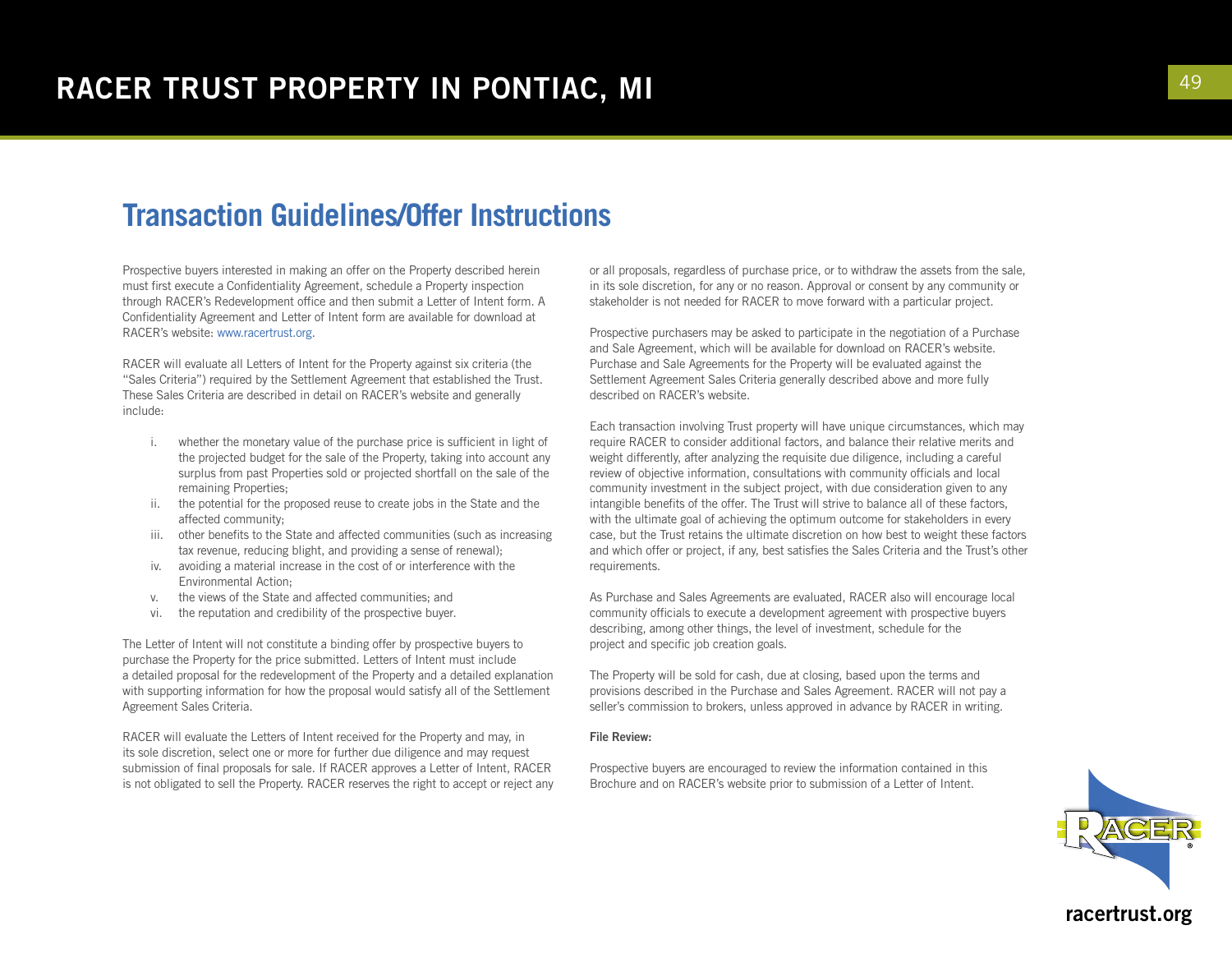# Transaction Guidelines/Offer Instructions

Prospective buyers interested in making an offer on the Property described herein must first execute a Confidentiality Agreement, schedule a Property inspection through RACER's Redevelopment office and then submit a Letter of Intent form. A Confidentiality Agreement and Letter of Intent form are available for download at RACER's website: www.racertrust.org.

RACER will evaluate all Letters of Intent for the Property against six criteria (the "Sales Criteria") required by the Settlement Agreement that established the Trust. These Sales Criteria are described in detail on RACER's website and generally include:

i. whether the monetary value of the purchase price is sufficient in light of the projected budget for the sale of the Property, taking into account any surplus from past Properties sold or projected shortfall on the sale of the remaining Properties;
ii. the potential for the proposed reuse to create jobs in the State and the affected community;
iii. other benefits to the State and affected communities (such as increasing tax revenue, reducing blight, and providing a sense of renewal);
iv. avoiding a material increase in the cost of or interference with the Environmental Action;
v. the views of the State and affected communities; and
vi. the reputation and credibility of the prospective buyer.

The Letter of Intent will not constitute a binding offer by prospective buyers to purchase the Property for the price submitted. Letters of Intent must include a detailed proposal for the redevelopment of the Property and a detailed explanation with supporting information for how the proposal would satisfy all of the Settlement Agreement Sales Criteria.

RACER will evaluate the Letters of Intent received for the Property and may, in its sole discretion, select one or more for further due diligence and may request submission of final proposals for sale. If RACER approves a Letter of Intent, RACER is not obligated to sell the Property. RACER reserves the right to accept or reject any or all proposals, regardless of purchase price, or to withdraw the assets from the sale, in its sole discretion, for any or no reason. Approval or consent by any community or stakeholder is not needed for RACER to move forward with a particular project.

Prospective purchasers may be asked to participate in the negotiation of a Purchase and Sale Agreement, which will be available for download on RACER's website. Purchase and Sale Agreements for the Property will be evaluated against the Settlement Agreement Sales Criteria generally described above and more fully described on RACER's website.

Each transaction involving Trust property will have unique circumstances, which may require RACER to consider additional factors, and balance their relative merits and weight differently, after analyzing the requisite due diligence, including a careful review of objective information, consultations with community officials and local community investment in the subject project, with due consideration given to any intangible benefits of the offer. The Trust will strive to balance all of these factors, with the ultimate goal of achieving the optimum outcome for stakeholders in every case, but the Trust retains the ultimate discretion on how best to weight these factors and which offer or project, if any, best satisfies the Sales Criteria and the Trust's other requirements.

As Purchase and Sales Agreements are evaluated, RACER also will encourage local community officials to execute a development agreement with prospective buyers describing, among other things, the level of investment, schedule for the project and specific job creation goals.

The Property will be sold for cash, due at closing, based upon the terms and provisions described in the Purchase and Sales Agreement. RACER will not pay a seller's commission to brokers, unless approved in advance by RACER in writing.

**File Review:**

Prospective buyers are encouraged to review the information contained in this Brochure and on RACER's website prior to submission of a Letter of Intent.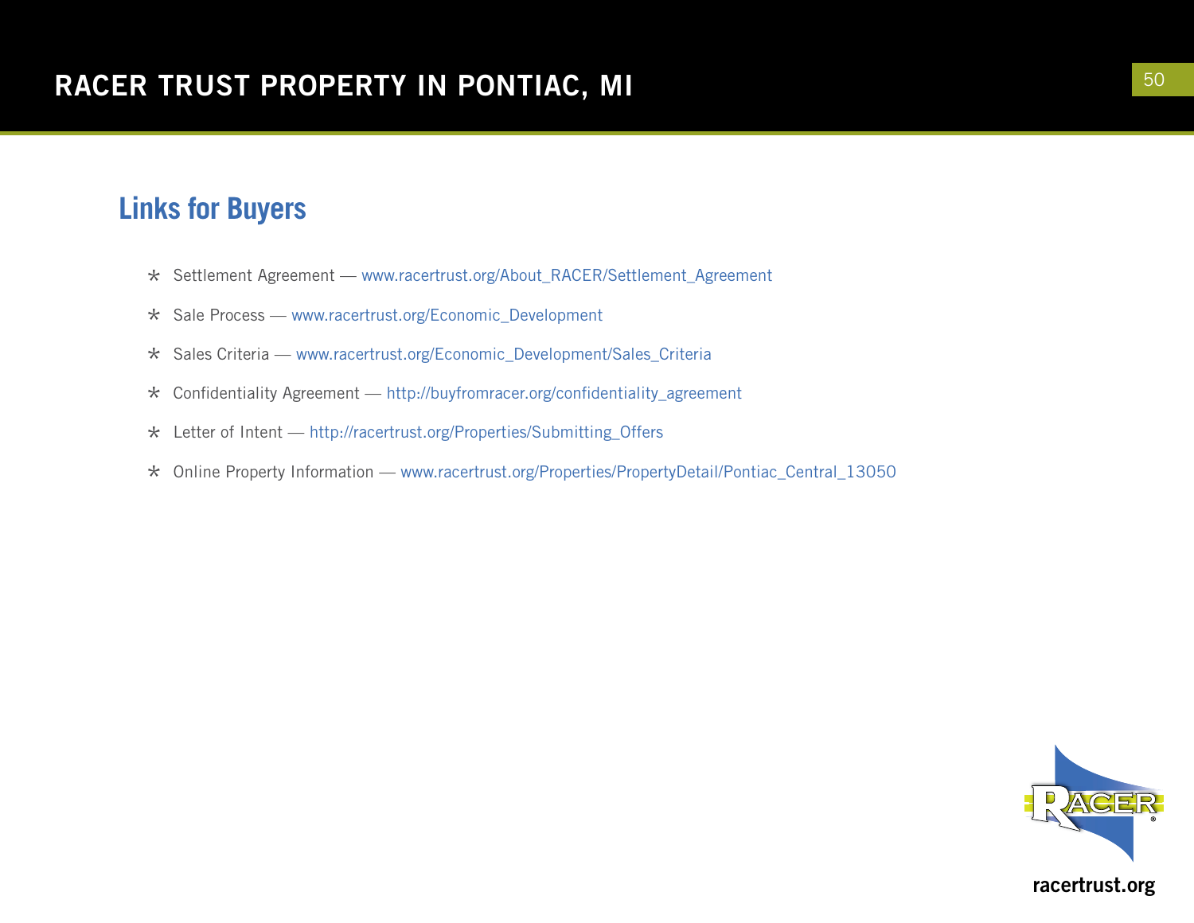# RACER TRUST PROPERTY IN PONTIAC, MI

## Links for Buyers

- Settlement Agreement — www.racertrust.org/About_RACER/Settlement_Agreement
- Sale Process — www.racertrust.org/Economic_Development
- Sales Criteria — www.racertrust.org/Economic_Development/Sales_Criteria
- Confidentiality Agreement — http://buyfromracer.org/confidentiality_agreement
- Letter of Intent — http://racertrust.org/Properties/Submitting_Offers
- Online Property Information — www.racertrust.org/Properties/PropertyDetail/Pontiac_Central_13050

racertrust.org